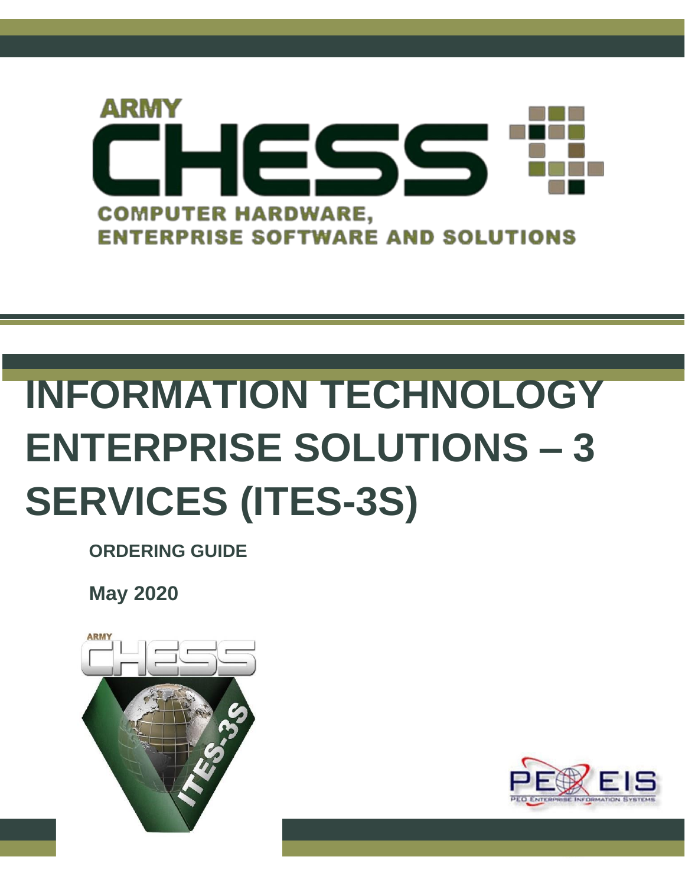ARMY

CHESS

COMPUTER HARDWARE,
ENTERPRISE SOFTWARE AND SOLUTIONS

# INFORMATION TECHNOLOGY ENTERPRISE SOLUTIONS – 3 SERVICES (ITES-3S)

**ORDERING GUIDE**

**May 2020**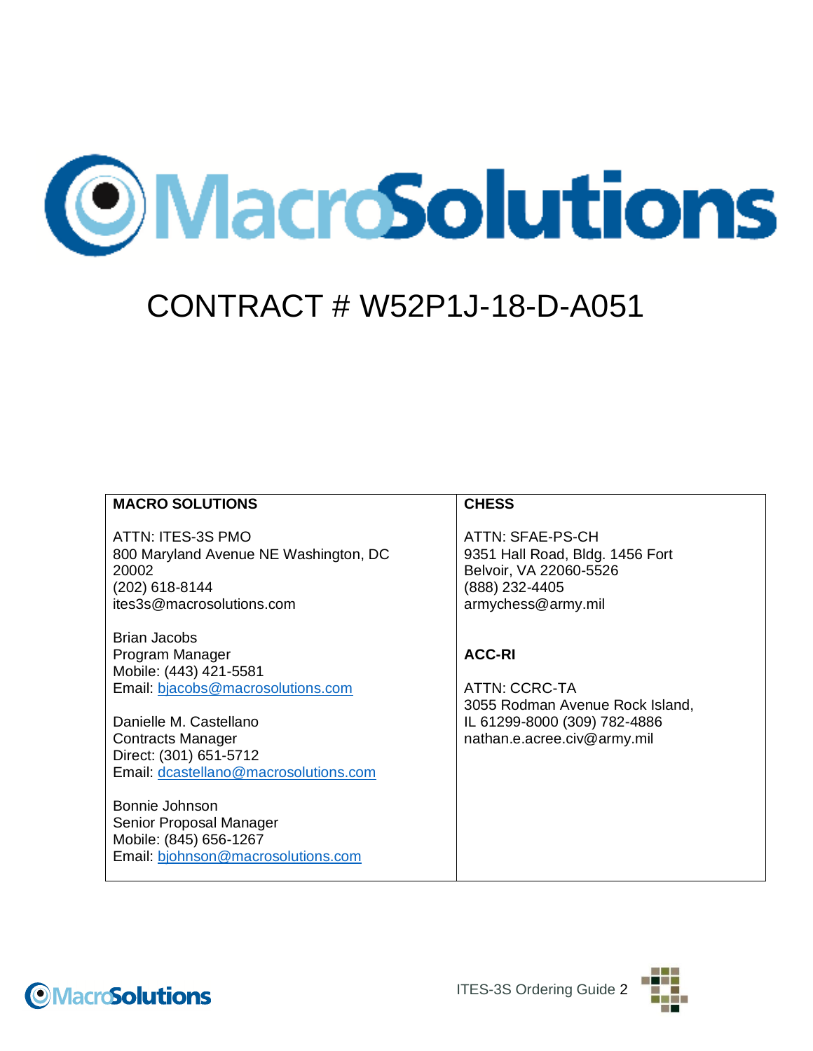# CONTRACT # W52P1J-18-D-A051

| MACRO SOLUTIONS | CHESS |
|---|---|
| ATTN: ITES-3S PMO<br>800 Maryland Avenue NE Washington, DC 20002<br>(202) 618-8144<br>ites3s@macrosolutions.com<br><br>Brian Jacobs<br>Program Manager<br>Mobile: (443) 421-5581<br>Email: bjacobs@macrosolutions.com<br><br>Danielle M. Castellano<br>Contracts Manager<br>Direct: (301) 651-5712<br>Email: dcastellano@macrosolutions.com<br><br>Bonnie Johnson<br>Senior Proposal Manager<br>Mobile: (845) 656-1267<br>Email: bjohnson@macrosolutions.com | ATTN: SFAE-PS-CH<br>9351 Hall Road, Bldg. 1456 Fort Belvoir, VA 22060-5526<br>(888) 232-4405<br>armychess@army.mil<br><br>**ACC-RI**<br><br>ATTN: CCRC-TA<br>3055 Rodman Avenue Rock Island, IL 61299-8000 (309) 782-4886<br>nathan.e.acree.civ@army.mil |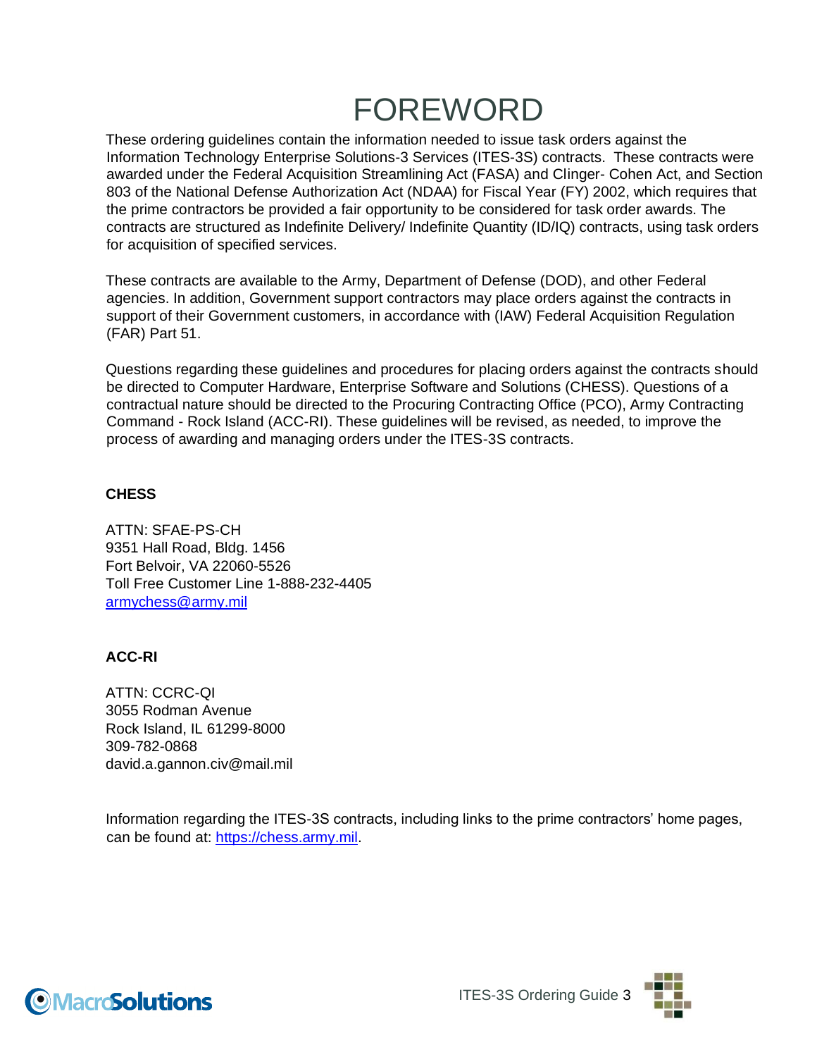# FOREWORD

These ordering guidelines contain the information needed to issue task orders against the Information Technology Enterprise Solutions-3 Services (ITES-3S) contracts. These contracts were awarded under the Federal Acquisition Streamlining Act (FASA) and Clinger- Cohen Act, and Section 803 of the National Defense Authorization Act (NDAA) for Fiscal Year (FY) 2002, which requires that the prime contractors be provided a fair opportunity to be considered for task order awards. The contracts are structured as Indefinite Delivery/ Indefinite Quantity (ID/IQ) contracts, using task orders for acquisition of specified services.

These contracts are available to the Army, Department of Defense (DOD), and other Federal agencies. In addition, Government support contractors may place orders against the contracts in support of their Government customers, in accordance with (IAW) Federal Acquisition Regulation (FAR) Part 51.

Questions regarding these guidelines and procedures for placing orders against the contracts should be directed to Computer Hardware, Enterprise Software and Solutions (CHESS). Questions of a contractual nature should be directed to the Procuring Contracting Office (PCO), Army Contracting Command - Rock Island (ACC-RI). These guidelines will be revised, as needed, to improve the process of awarding and managing orders under the ITES-3S contracts.

**CHESS**

ATTN: SFAE-PS-CH
9351 Hall Road, Bldg. 1456
Fort Belvoir, VA 22060-5526
Toll Free Customer Line 1-888-232-4405
armychess@army.mil

**ACC-RI**

ATTN: CCRC-QI
3055 Rodman Avenue
Rock Island, IL 61299-8000
309-782-0868
david.a.gannon.civ@mail.mil

Information regarding the ITES-3S contracts, including links to the prime contractors' home pages, can be found at: https://chess.army.mil.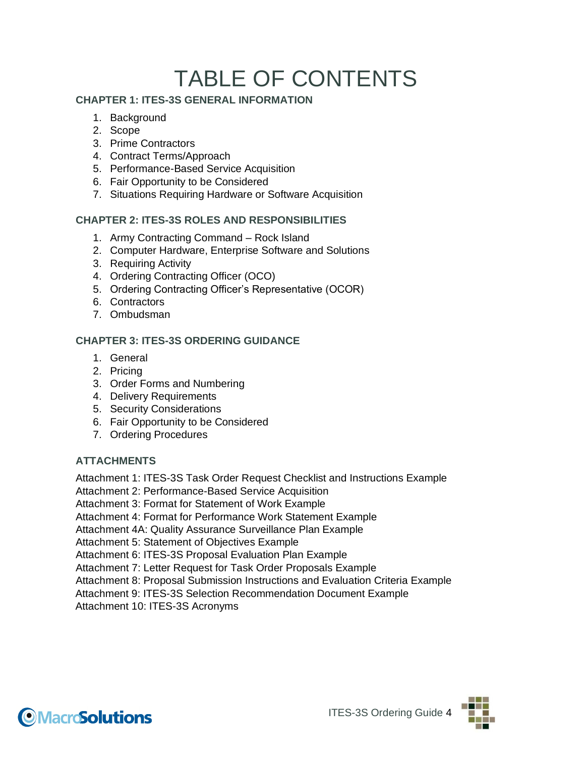# TABLE OF CONTENTS

### CHAPTER 1: ITES-3S GENERAL INFORMATION

1. Background
2. Scope
3. Prime Contractors
4. Contract Terms/Approach
5. Performance-Based Service Acquisition
6. Fair Opportunity to be Considered
7. Situations Requiring Hardware or Software Acquisition

### CHAPTER 2: ITES-3S ROLES AND RESPONSIBILITIES

1. Army Contracting Command – Rock Island
2. Computer Hardware, Enterprise Software and Solutions
3. Requiring Activity
4. Ordering Contracting Officer (OCO)
5. Ordering Contracting Officer's Representative (OCOR)
6. Contractors
7. Ombudsman

### CHAPTER 3: ITES-3S ORDERING GUIDANCE

1. General
2. Pricing
3. Order Forms and Numbering
4. Delivery Requirements
5. Security Considerations
6. Fair Opportunity to be Considered
7. Ordering Procedures

### ATTACHMENTS

Attachment 1: ITES-3S Task Order Request Checklist and Instructions Example
Attachment 2: Performance-Based Service Acquisition
Attachment 3: Format for Statement of Work Example
Attachment 4: Format for Performance Work Statement Example
Attachment 4A: Quality Assurance Surveillance Plan Example
Attachment 5: Statement of Objectives Example
Attachment 6: ITES-3S Proposal Evaluation Plan Example
Attachment 7: Letter Request for Task Order Proposals Example
Attachment 8: Proposal Submission Instructions and Evaluation Criteria Example
Attachment 9: ITES-3S Selection Recommendation Document Example
Attachment 10: ITES-3S Acronyms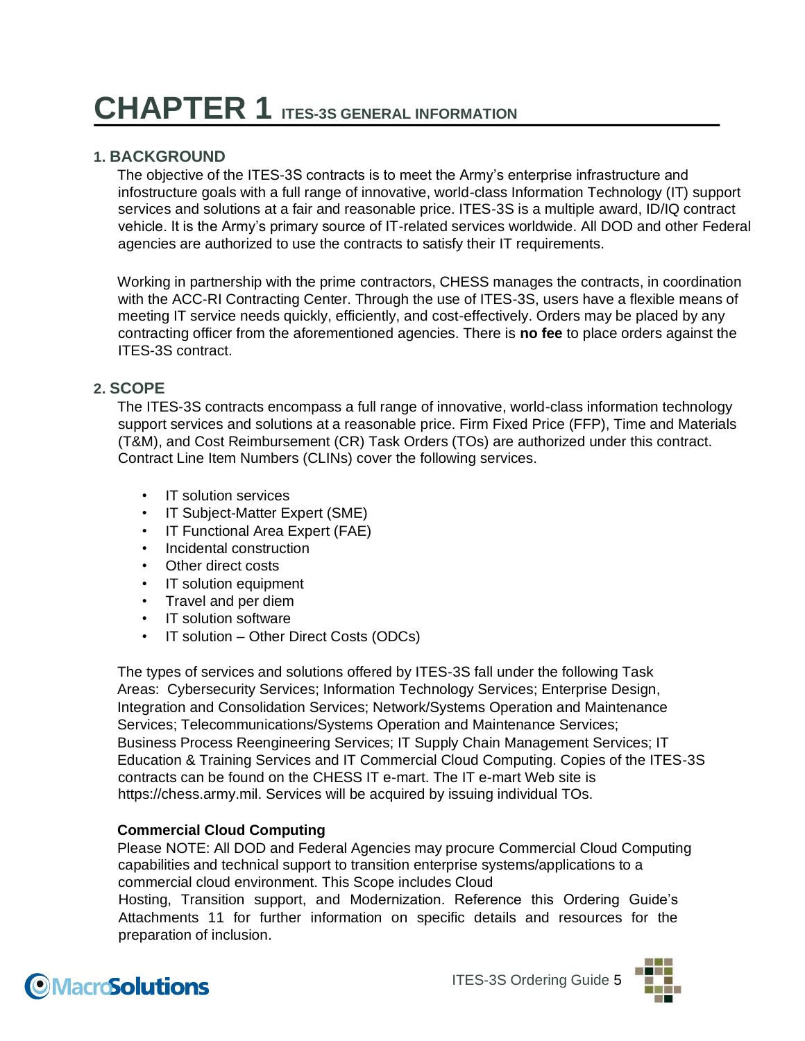# CHAPTER 1 ITES-3S GENERAL INFORMATION

## 1. BACKGROUND

The objective of the ITES-3S contracts is to meet the Army's enterprise infrastructure and infostructure goals with a full range of innovative, world-class Information Technology (IT) support services and solutions at a fair and reasonable price. ITES-3S is a multiple award, ID/IQ contract vehicle. It is the Army's primary source of IT-related services worldwide. All DOD and other Federal agencies are authorized to use the contracts to satisfy their IT requirements.

Working in partnership with the prime contractors, CHESS manages the contracts, in coordination with the ACC-RI Contracting Center. Through the use of ITES-3S, users have a flexible means of meeting IT service needs quickly, efficiently, and cost-effectively. Orders may be placed by any contracting officer from the aforementioned agencies. There is **no fee** to place orders against the ITES-3S contract.

## 2. SCOPE

The ITES-3S contracts encompass a full range of innovative, world-class information technology support services and solutions at a reasonable price. Firm Fixed Price (FFP), Time and Materials (T&M), and Cost Reimbursement (CR) Task Orders (TOs) are authorized under this contract. Contract Line Item Numbers (CLINs) cover the following services.

- IT solution services
- IT Subject-Matter Expert (SME)
- IT Functional Area Expert (FAE)
- Incidental construction
- Other direct costs
- IT solution equipment
- Travel and per diem
- IT solution software
- IT solution – Other Direct Costs (ODCs)

The types of services and solutions offered by ITES-3S fall under the following Task Areas: Cybersecurity Services; Information Technology Services; Enterprise Design, Integration and Consolidation Services; Network/Systems Operation and Maintenance Services; Telecommunications/Systems Operation and Maintenance Services; Business Process Reengineering Services; IT Supply Chain Management Services; IT Education & Training Services and IT Commercial Cloud Computing. Copies of the ITES-3S contracts can be found on the CHESS IT e-mart. The IT e-mart Web site is https://chess.army.mil. Services will be acquired by issuing individual TOs.

**Commercial Cloud Computing**

Please NOTE: All DOD and Federal Agencies may procure Commercial Cloud Computing capabilities and technical support to transition enterprise systems/applications to a commercial cloud environment. This Scope includes Cloud Hosting, Transition support, and Modernization. Reference this Ordering Guide's Attachments 11 for further information on specific details and resources for the preparation of inclusion.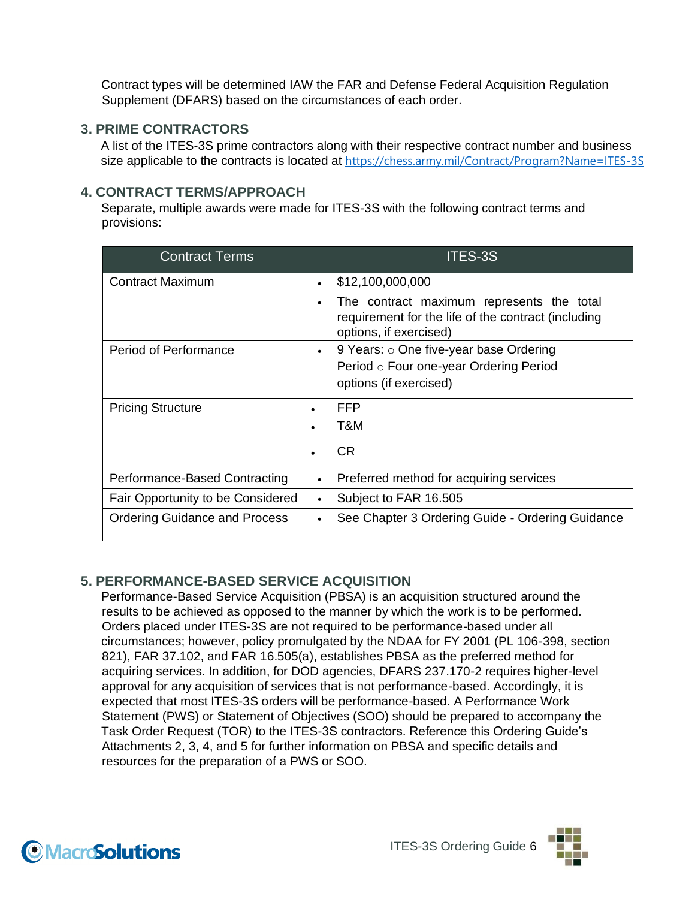Contract types will be determined IAW the FAR and Defense Federal Acquisition Regulation Supplement (DFARS) based on the circumstances of each order.

## 3. PRIME CONTRACTORS

A list of the ITES-3S prime contractors along with their respective contract number and business size applicable to the contracts is located at https://chess.army.mil/Contract/Program?Name=ITES-3S

## 4. CONTRACT TERMS/APPROACH

Separate, multiple awards were made for ITES-3S with the following contract terms and provisions:

| Contract Terms | ITES-3S |
|---|---|
| Contract Maximum | • $12,100,000,000<br>• The contract maximum represents the total requirement for the life of the contract (including options, if exercised) |
| Period of Performance | • 9 Years: ○ One five-year base Ordering Period ○ Four one-year Ordering Period options (if exercised) |
| Pricing Structure | • FFP<br>• T&M<br>• CR |
| Performance-Based Contracting | • Preferred method for acquiring services |
| Fair Opportunity to be Considered | • Subject to FAR 16.505 |
| Ordering Guidance and Process | • See Chapter 3 Ordering Guide - Ordering Guidance |

## 5. PERFORMANCE-BASED SERVICE ACQUISITION

Performance-Based Service Acquisition (PBSA) is an acquisition structured around the results to be achieved as opposed to the manner by which the work is to be performed. Orders placed under ITES-3S are not required to be performance-based under all circumstances; however, policy promulgated by the NDAA for FY 2001 (PL 106-398, section 821), FAR 37.102, and FAR 16.505(a), establishes PBSA as the preferred method for acquiring services. In addition, for DOD agencies, DFARS 237.170-2 requires higher-level approval for any acquisition of services that is not performance-based. Accordingly, it is expected that most ITES-3S orders will be performance-based. A Performance Work Statement (PWS) or Statement of Objectives (SOO) should be prepared to accompany the Task Order Request (TOR) to the ITES-3S contractors. Reference this Ordering Guide's Attachments 2, 3, 4, and 5 for further information on PBSA and specific details and resources for the preparation of a PWS or SOO.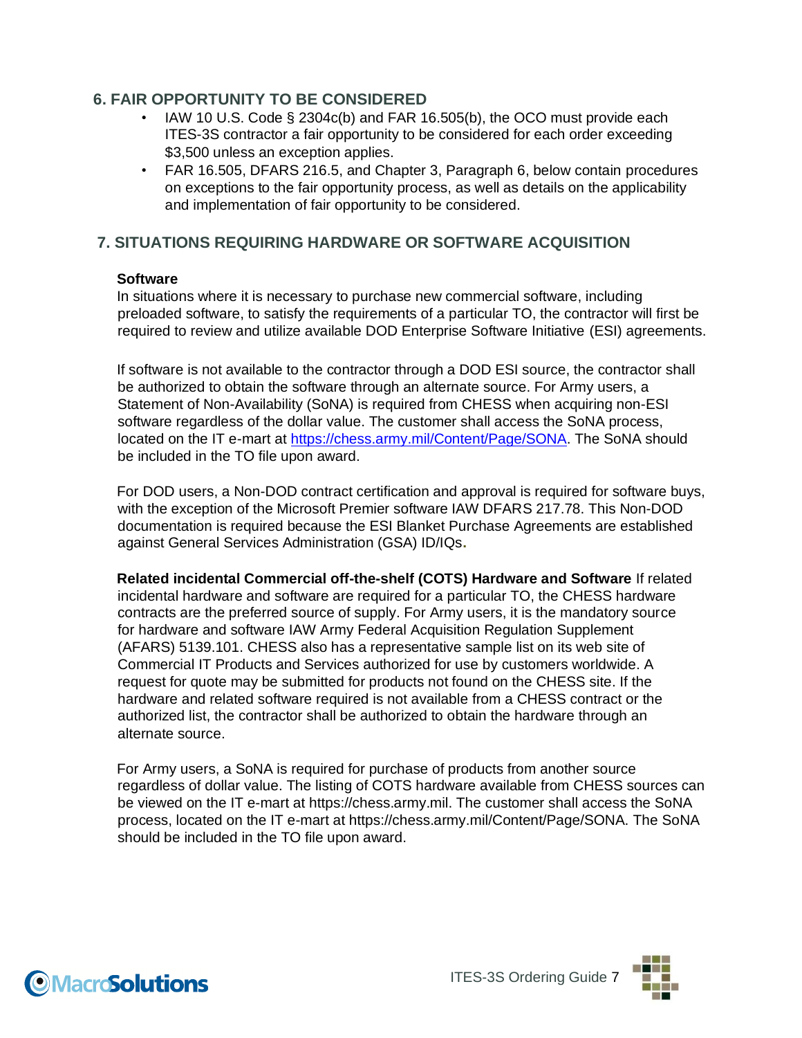## 6. FAIR OPPORTUNITY TO BE CONSIDERED

- IAW 10 U.S. Code § 2304c(b) and FAR 16.505(b), the OCO must provide each ITES-3S contractor a fair opportunity to be considered for each order exceeding $3,500 unless an exception applies.
- FAR 16.505, DFARS 216.5, and Chapter 3, Paragraph 6, below contain procedures on exceptions to the fair opportunity process, as well as details on the applicability and implementation of fair opportunity to be considered.

## 7. SITUATIONS REQUIRING HARDWARE OR SOFTWARE ACQUISITION

**Software**

In situations where it is necessary to purchase new commercial software, including preloaded software, to satisfy the requirements of a particular TO, the contractor will first be required to review and utilize available DOD Enterprise Software Initiative (ESI) agreements.

If software is not available to the contractor through a DOD ESI source, the contractor shall be authorized to obtain the software through an alternate source. For Army users, a Statement of Non-Availability (SoNA) is required from CHESS when acquiring non-ESI software regardless of the dollar value. The customer shall access the SoNA process, located on the IT e-mart at https://chess.army.mil/Content/Page/SONA. The SoNA should be included in the TO file upon award.

For DOD users, a Non-DOD contract certification and approval is required for software buys, with the exception of the Microsoft Premier software IAW DFARS 217.78. This Non-DOD documentation is required because the ESI Blanket Purchase Agreements are established against General Services Administration (GSA) ID/IQs.

**Related incidental Commercial off-the-shelf (COTS) Hardware and Software** If related incidental hardware and software are required for a particular TO, the CHESS hardware contracts are the preferred source of supply. For Army users, it is the mandatory source for hardware and software IAW Army Federal Acquisition Regulation Supplement (AFARS) 5139.101. CHESS also has a representative sample list on its web site of Commercial IT Products and Services authorized for use by customers worldwide. A request for quote may be submitted for products not found on the CHESS site. If the hardware and related software required is not available from a CHESS contract or the authorized list, the contractor shall be authorized to obtain the hardware through an alternate source.

For Army users, a SoNA is required for purchase of products from another source regardless of dollar value. The listing of COTS hardware available from CHESS sources can be viewed on the IT e-mart at https://chess.army.mil. The customer shall access the SoNA process, located on the IT e-mart at https://chess.army.mil/Content/Page/SONA. The SoNA should be included in the TO file upon award.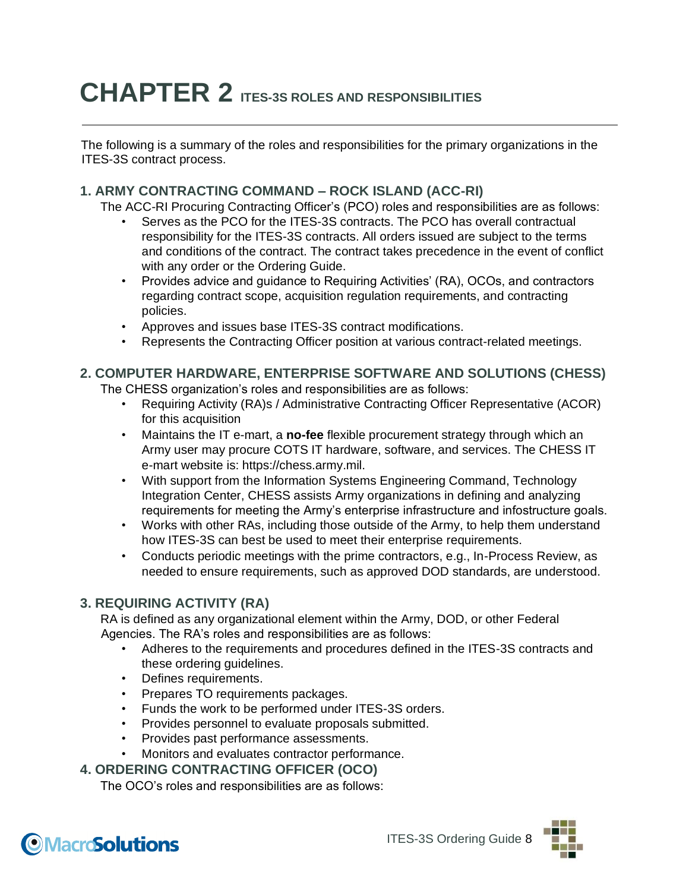# CHAPTER 2 ITES-3S ROLES AND RESPONSIBILITIES

The following is a summary of the roles and responsibilities for the primary organizations in the ITES-3S contract process.

## 1. ARMY CONTRACTING COMMAND – ROCK ISLAND (ACC-RI)

The ACC-RI Procuring Contracting Officer's (PCO) roles and responsibilities are as follows:

- Serves as the PCO for the ITES-3S contracts. The PCO has overall contractual responsibility for the ITES-3S contracts. All orders issued are subject to the terms and conditions of the contract. The contract takes precedence in the event of conflict with any order or the Ordering Guide.
- Provides advice and guidance to Requiring Activities' (RA), OCOs, and contractors regarding contract scope, acquisition regulation requirements, and contracting policies.
- Approves and issues base ITES-3S contract modifications.
- Represents the Contracting Officer position at various contract-related meetings.

## 2. COMPUTER HARDWARE, ENTERPRISE SOFTWARE AND SOLUTIONS (CHESS)

The CHESS organization's roles and responsibilities are as follows:

- Requiring Activity (RA)s / Administrative Contracting Officer Representative (ACOR) for this acquisition
- Maintains the IT e-mart, a **no-fee** flexible procurement strategy through which an Army user may procure COTS IT hardware, software, and services. The CHESS IT e-mart website is: https://chess.army.mil.
- With support from the Information Systems Engineering Command, Technology Integration Center, CHESS assists Army organizations in defining and analyzing requirements for meeting the Army's enterprise infrastructure and infostructure goals.
- Works with other RAs, including those outside of the Army, to help them understand how ITES-3S can best be used to meet their enterprise requirements.
- Conducts periodic meetings with the prime contractors, e.g., In-Process Review, as needed to ensure requirements, such as approved DOD standards, are understood.

## 3. REQUIRING ACTIVITY (RA)

RA is defined as any organizational element within the Army, DOD, or other Federal Agencies. The RA's roles and responsibilities are as follows:

- Adheres to the requirements and procedures defined in the ITES-3S contracts and these ordering guidelines.
- Defines requirements.
- Prepares TO requirements packages.
- Funds the work to be performed under ITES-3S orders.
- Provides personnel to evaluate proposals submitted.
- Provides past performance assessments.
- Monitors and evaluates contractor performance.

## 4. ORDERING CONTRACTING OFFICER (OCO)

The OCO's roles and responsibilities are as follows: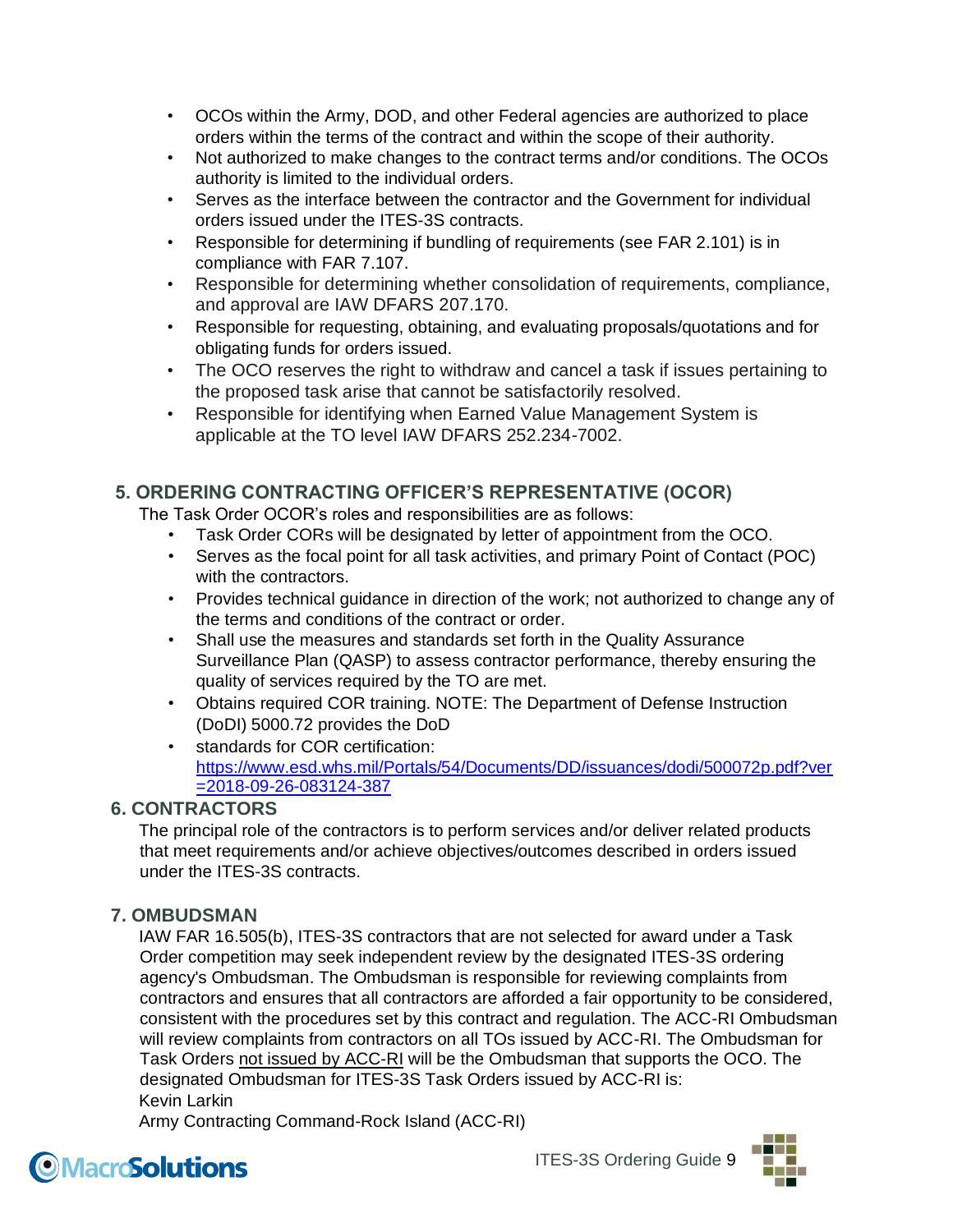- OCOs within the Army, DOD, and other Federal agencies are authorized to place orders within the terms of the contract and within the scope of their authority.
- Not authorized to make changes to the contract terms and/or conditions. The OCOs authority is limited to the individual orders.
- Serves as the interface between the contractor and the Government for individual orders issued under the ITES-3S contracts.
- Responsible for determining if bundling of requirements (see FAR 2.101) is in compliance with FAR 7.107.
- Responsible for determining whether consolidation of requirements, compliance, and approval are IAW DFARS 207.170.
- Responsible for requesting, obtaining, and evaluating proposals/quotations and for obligating funds for orders issued.
- The OCO reserves the right to withdraw and cancel a task if issues pertaining to the proposed task arise that cannot be satisfactorily resolved.
- Responsible for identifying when Earned Value Management System is applicable at the TO level IAW DFARS 252.234-7002.

## 5. ORDERING CONTRACTING OFFICER'S REPRESENTATIVE (OCOR)

The Task Order OCOR's roles and responsibilities are as follows:

- Task Order CORs will be designated by letter of appointment from the OCO.
- Serves as the focal point for all task activities, and primary Point of Contact (POC) with the contractors.
- Provides technical guidance in direction of the work; not authorized to change any of the terms and conditions of the contract or order.
- Shall use the measures and standards set forth in the Quality Assurance Surveillance Plan (QASP) to assess contractor performance, thereby ensuring the quality of services required by the TO are met.
- Obtains required COR training. NOTE: The Department of Defense Instruction (DoDI) 5000.72 provides the DoD
- standards for COR certification: https://www.esd.whs.mil/Portals/54/Documents/DD/issuances/dodi/500072p.pdf?ver=2018-09-26-083124-387

## 6. CONTRACTORS

The principal role of the contractors is to perform services and/or deliver related products that meet requirements and/or achieve objectives/outcomes described in orders issued under the ITES-3S contracts.

## 7. OMBUDSMAN

IAW FAR 16.505(b), ITES-3S contractors that are not selected for award under a Task Order competition may seek independent review by the designated ITES-3S ordering agency's Ombudsman. The Ombudsman is responsible for reviewing complaints from contractors and ensures that all contractors are afforded a fair opportunity to be considered, consistent with the procedures set by this contract and regulation. The ACC-RI Ombudsman will review complaints from contractors on all TOs issued by ACC-RI. The Ombudsman for Task Orders not issued by ACC-RI will be the Ombudsman that supports the OCO. The designated Ombudsman for ITES-3S Task Orders issued by ACC-RI is:

Kevin Larkin
Army Contracting Command-Rock Island (ACC-RI)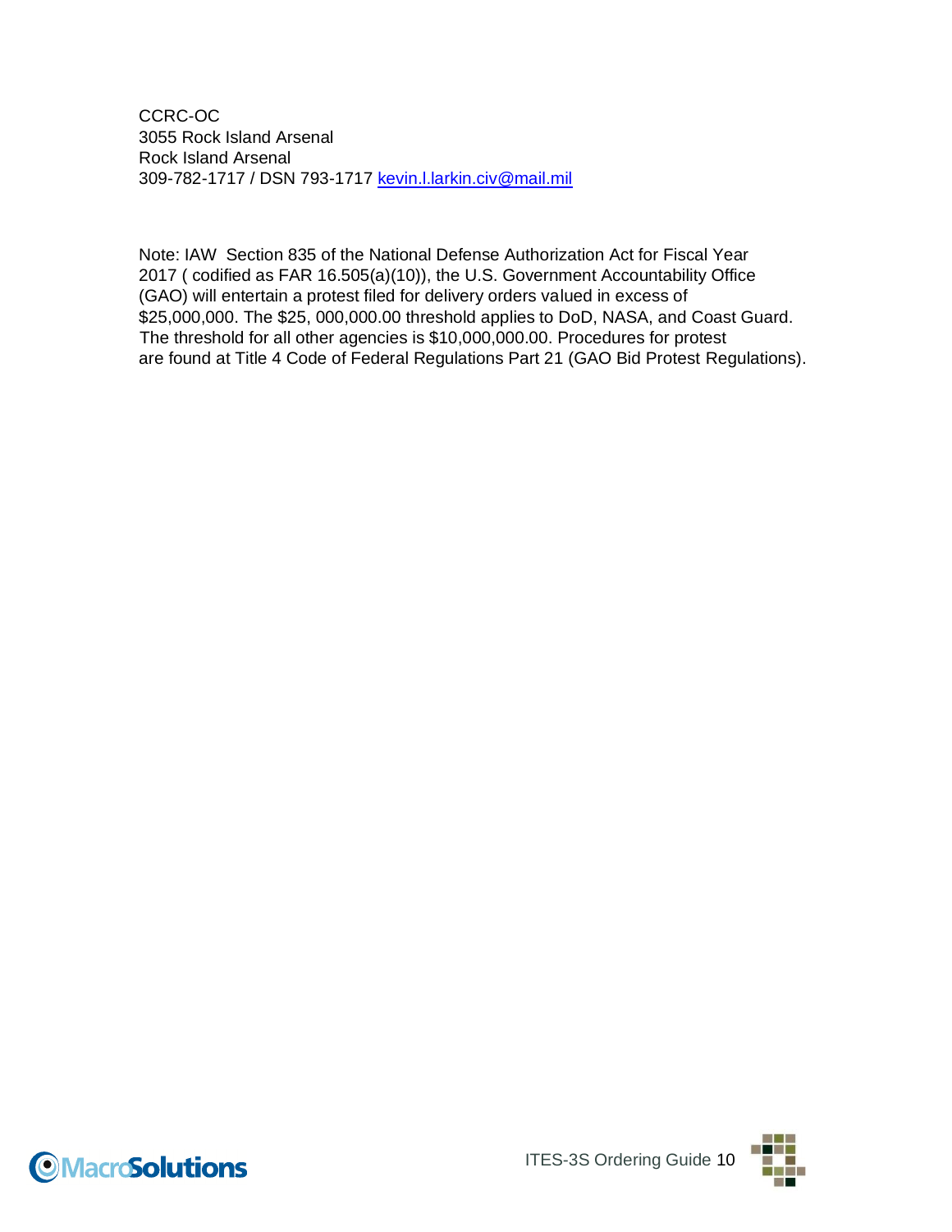CCRC-OC
3055 Rock Island Arsenal
Rock Island Arsenal
309-782-1717 / DSN 793-1717 kevin.l.larkin.civ@mail.mil

Note: IAW Section 835 of the National Defense Authorization Act for Fiscal Year 2017 ( codified as FAR 16.505(a)(10)), the U.S. Government Accountability Office (GAO) will entertain a protest filed for delivery orders valued in excess of $25,000,000. The $25, 000,000.00 threshold applies to DoD, NASA, and Coast Guard. The threshold for all other agencies is $10,000,000.00. Procedures for protest are found at Title 4 Code of Federal Regulations Part 21 (GAO Bid Protest Regulations).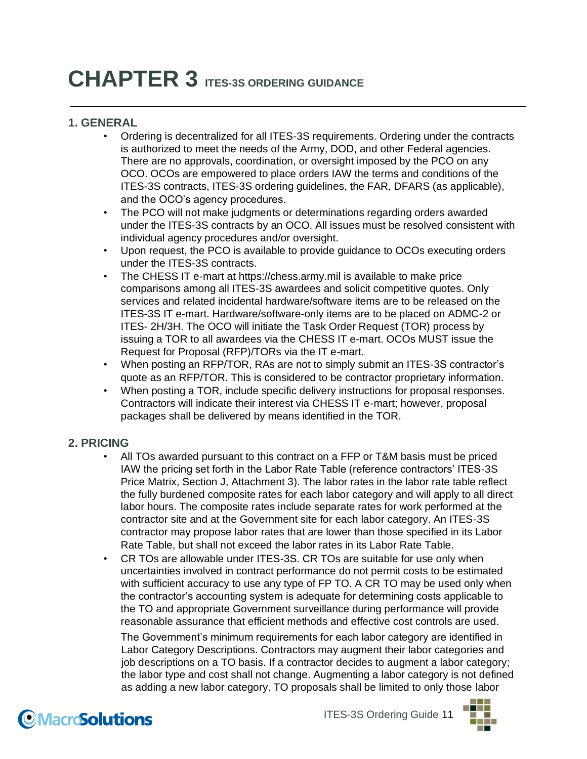# CHAPTER 3 ITES-3S ORDERING GUIDANCE

## 1. GENERAL

- Ordering is decentralized for all ITES-3S requirements. Ordering under the contracts is authorized to meet the needs of the Army, DOD, and other Federal agencies. There are no approvals, coordination, or oversight imposed by the PCO on any OCO. OCOs are empowered to place orders IAW the terms and conditions of the ITES-3S contracts, ITES-3S ordering guidelines, the FAR, DFARS (as applicable), and the OCO's agency procedures.
- The PCO will not make judgments or determinations regarding orders awarded under the ITES-3S contracts by an OCO. All issues must be resolved consistent with individual agency procedures and/or oversight.
- Upon request, the PCO is available to provide guidance to OCOs executing orders under the ITES-3S contracts.
- The CHESS IT e-mart at https://chess.army.mil is available to make price comparisons among all ITES-3S awardees and solicit competitive quotes. Only services and related incidental hardware/software items are to be released on the ITES-3S IT e-mart. Hardware/software-only items are to be placed on ADMC-2 or ITES- 2H/3H. The OCO will initiate the Task Order Request (TOR) process by issuing a TOR to all awardees via the CHESS IT e-mart. OCOs MUST issue the Request for Proposal (RFP)/TORs via the IT e-mart.
- When posting an RFP/TOR, RAs are not to simply submit an ITES-3S contractor's quote as an RFP/TOR. This is considered to be contractor proprietary information.
- When posting a TOR, include specific delivery instructions for proposal responses. Contractors will indicate their interest via CHESS IT e-mart; however, proposal packages shall be delivered by means identified in the TOR.

## 2. PRICING

- All TOs awarded pursuant to this contract on a FFP or T&M basis must be priced IAW the pricing set forth in the Labor Rate Table (reference contractors' ITES-3S Price Matrix, Section J, Attachment 3). The labor rates in the labor rate table reflect the fully burdened composite rates for each labor category and will apply to all direct labor hours. The composite rates include separate rates for work performed at the contractor site and at the Government site for each labor category. An ITES-3S contractor may propose labor rates that are lower than those specified in its Labor Rate Table, but shall not exceed the labor rates in its Labor Rate Table.
- CR TOs are allowable under ITES-3S. CR TOs are suitable for use only when uncertainties involved in contract performance do not permit costs to be estimated with sufficient accuracy to use any type of FP TO. A CR TO may be used only when the contractor's accounting system is adequate for determining costs applicable to the TO and appropriate Government surveillance during performance will provide reasonable assurance that efficient methods and effective cost controls are used.

  The Government's minimum requirements for each labor category are identified in Labor Category Descriptions. Contractors may augment their labor categories and job descriptions on a TO basis. If a contractor decides to augment a labor category; the labor type and cost shall not change. Augmenting a labor category is not defined as adding a new labor category. TO proposals shall be limited to only those labor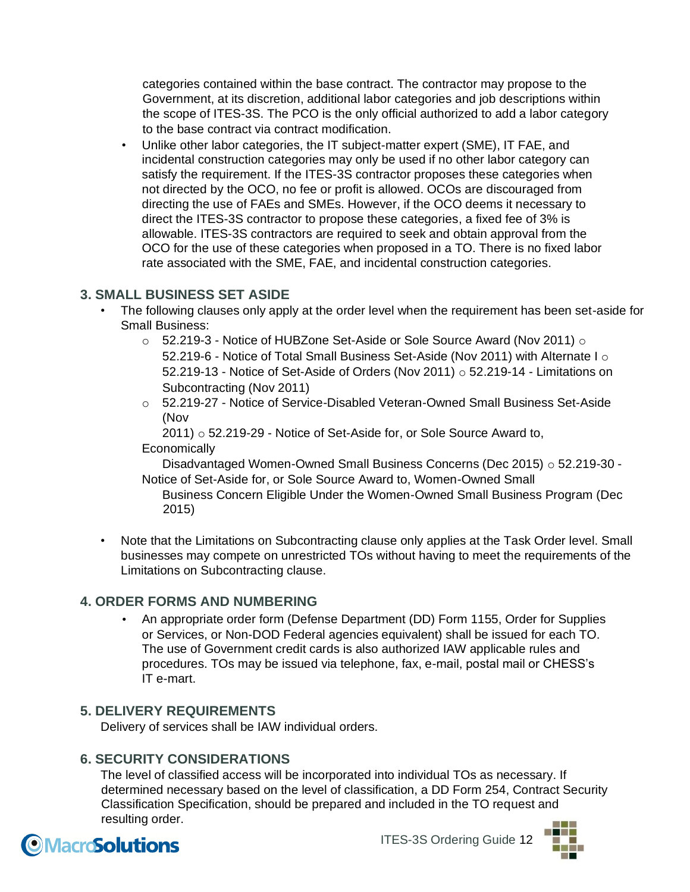categories contained within the base contract. The contractor may propose to the Government, at its discretion, additional labor categories and job descriptions within the scope of ITES-3S. The PCO is the only official authorized to add a labor category to the base contract via contract modification.

- Unlike other labor categories, the IT subject-matter expert (SME), IT FAE, and incidental construction categories may only be used if no other labor category can satisfy the requirement. If the ITES-3S contractor proposes these categories when not directed by the OCO, no fee or profit is allowed. OCOs are discouraged from directing the use of FAEs and SMEs. However, if the OCO deems it necessary to direct the ITES-3S contractor to propose these categories, a fixed fee of 3% is allowable. ITES-3S contractors are required to seek and obtain approval from the OCO for the use of these categories when proposed in a TO. There is no fixed labor rate associated with the SME, FAE, and incidental construction categories.

## 3. SMALL BUSINESS SET ASIDE

- The following clauses only apply at the order level when the requirement has been set-aside for Small Business:
  - 52.219-3 - Notice of HUBZone Set-Aside or Sole Source Award (Nov 2011) ○ 52.219-6 - Notice of Total Small Business Set-Aside (Nov 2011) with Alternate I ○ 52.219-13 - Notice of Set-Aside of Orders (Nov 2011) ○ 52.219-14 - Limitations on Subcontracting (Nov 2011)
  - 52.219-27 - Notice of Service-Disabled Veteran-Owned Small Business Set-Aside (Nov 2011) ○ 52.219-29 - Notice of Set-Aside for, or Sole Source Award to, Economically Disadvantaged Women-Owned Small Business Concerns (Dec 2015) ○ 52.219-30 - Notice of Set-Aside for, or Sole Source Award to, Women-Owned Small Business Concern Eligible Under the Women-Owned Small Business Program (Dec 2015)

- Note that the Limitations on Subcontracting clause only applies at the Task Order level. Small businesses may compete on unrestricted TOs without having to meet the requirements of the Limitations on Subcontracting clause.

## 4. ORDER FORMS AND NUMBERING

- An appropriate order form (Defense Department (DD) Form 1155, Order for Supplies or Services, or Non-DOD Federal agencies equivalent) shall be issued for each TO. The use of Government credit cards is also authorized IAW applicable rules and procedures. TOs may be issued via telephone, fax, e-mail, postal mail or CHESS's IT e-mart.

## 5. DELIVERY REQUIREMENTS

Delivery of services shall be IAW individual orders.

## 6. SECURITY CONSIDERATIONS

The level of classified access will be incorporated into individual TOs as necessary. If determined necessary based on the level of classification, a DD Form 254, Contract Security Classification Specification, should be prepared and included in the TO request and resulting order.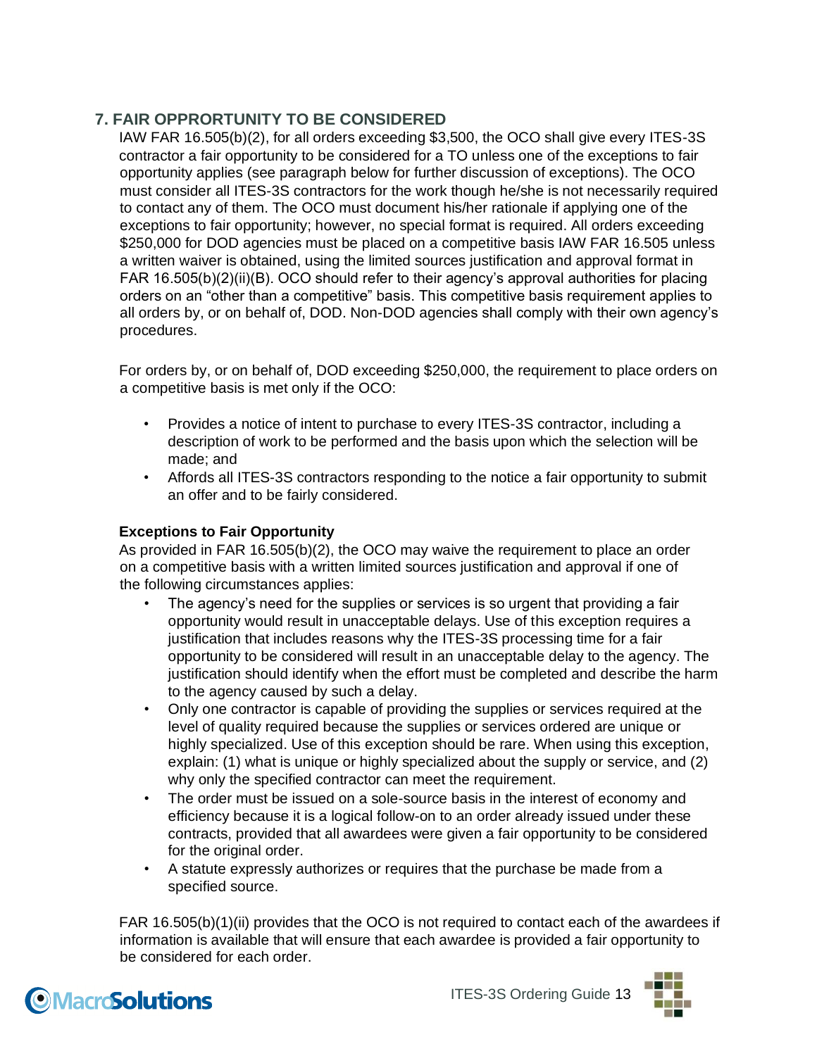## 7. FAIR OPPRORTUNITY TO BE CONSIDERED

IAW FAR 16.505(b)(2), for all orders exceeding $3,500, the OCO shall give every ITES-3S contractor a fair opportunity to be considered for a TO unless one of the exceptions to fair opportunity applies (see paragraph below for further discussion of exceptions). The OCO must consider all ITES-3S contractors for the work though he/she is not necessarily required to contact any of them. The OCO must document his/her rationale if applying one of the exceptions to fair opportunity; however, no special format is required. All orders exceeding $250,000 for DOD agencies must be placed on a competitive basis IAW FAR 16.505 unless a written waiver is obtained, using the limited sources justification and approval format in FAR 16.505(b)(2)(ii)(B). OCO should refer to their agency's approval authorities for placing orders on an "other than a competitive" basis. This competitive basis requirement applies to all orders by, or on behalf of, DOD. Non-DOD agencies shall comply with their own agency's procedures.

For orders by, or on behalf of, DOD exceeding $250,000, the requirement to place orders on a competitive basis is met only if the OCO:

- Provides a notice of intent to purchase to every ITES-3S contractor, including a description of work to be performed and the basis upon which the selection will be made; and
- Affords all ITES-3S contractors responding to the notice a fair opportunity to submit an offer and to be fairly considered.

**Exceptions to Fair Opportunity**

As provided in FAR 16.505(b)(2), the OCO may waive the requirement to place an order on a competitive basis with a written limited sources justification and approval if one of the following circumstances applies:

- The agency's need for the supplies or services is so urgent that providing a fair opportunity would result in unacceptable delays. Use of this exception requires a justification that includes reasons why the ITES-3S processing time for a fair opportunity to be considered will result in an unacceptable delay to the agency. The justification should identify when the effort must be completed and describe the harm to the agency caused by such a delay.
- Only one contractor is capable of providing the supplies or services required at the level of quality required because the supplies or services ordered are unique or highly specialized. Use of this exception should be rare. When using this exception, explain: (1) what is unique or highly specialized about the supply or service, and (2) why only the specified contractor can meet the requirement.
- The order must be issued on a sole-source basis in the interest of economy and efficiency because it is a logical follow-on to an order already issued under these contracts, provided that all awardees were given a fair opportunity to be considered for the original order.
- A statute expressly authorizes or requires that the purchase be made from a specified source.

FAR 16.505(b)(1)(ii) provides that the OCO is not required to contact each of the awardees if information is available that will ensure that each awardee is provided a fair opportunity to be considered for each order.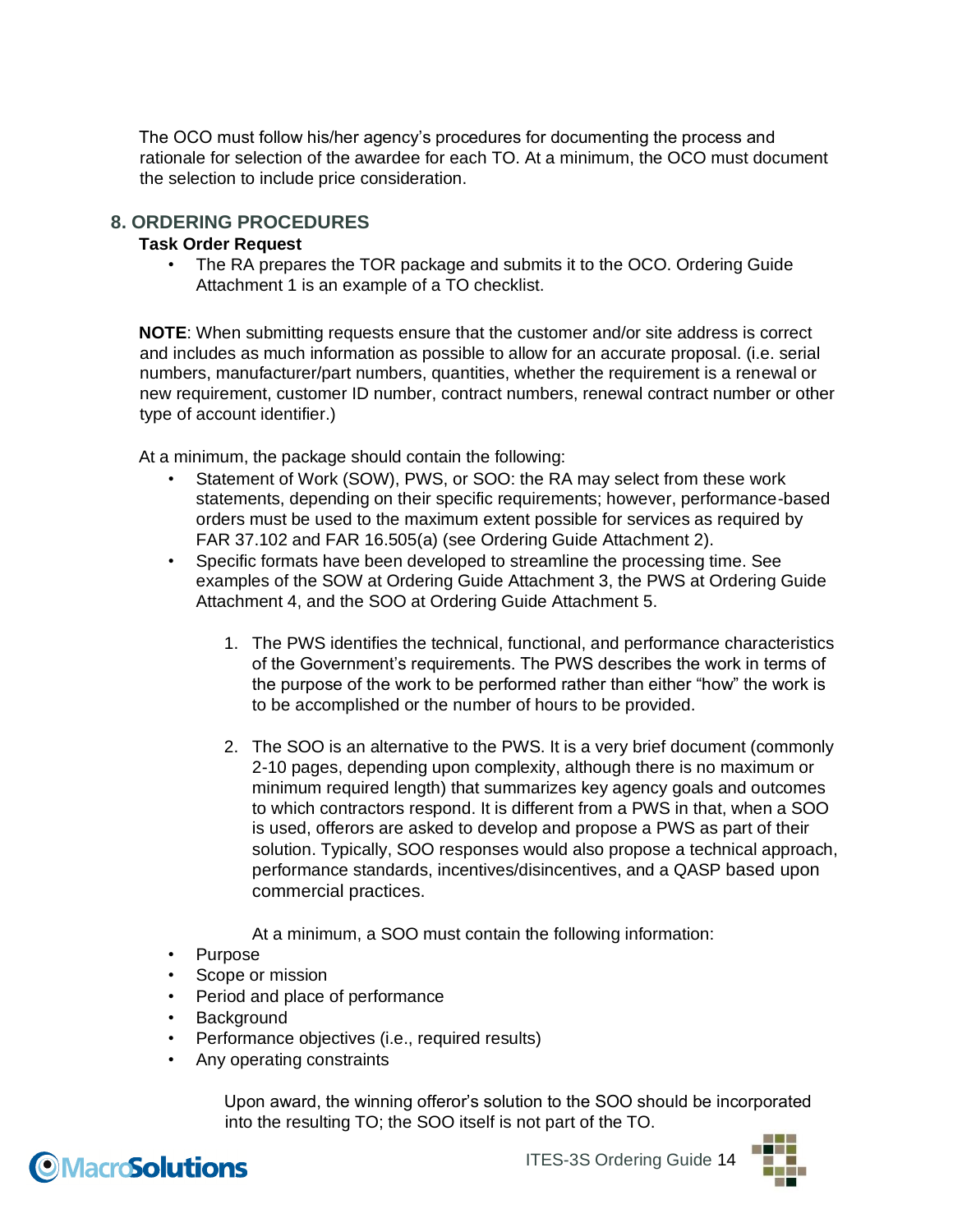The OCO must follow his/her agency's procedures for documenting the process and rationale for selection of the awardee for each TO. At a minimum, the OCO must document the selection to include price consideration.

## 8. ORDERING PROCEDURES

**Task Order Request**

- The RA prepares the TOR package and submits it to the OCO. Ordering Guide Attachment 1 is an example of a TO checklist.

**NOTE**: When submitting requests ensure that the customer and/or site address is correct and includes as much information as possible to allow for an accurate proposal. (i.e. serial numbers, manufacturer/part numbers, quantities, whether the requirement is a renewal or new requirement, customer ID number, contract numbers, renewal contract number or other type of account identifier.)

At a minimum, the package should contain the following:

- Statement of Work (SOW), PWS, or SOO: the RA may select from these work statements, depending on their specific requirements; however, performance-based orders must be used to the maximum extent possible for services as required by FAR 37.102 and FAR 16.505(a) (see Ordering Guide Attachment 2).
- Specific formats have been developed to streamline the processing time. See examples of the SOW at Ordering Guide Attachment 3, the PWS at Ordering Guide Attachment 4, and the SOO at Ordering Guide Attachment 5.

1. The PWS identifies the technical, functional, and performance characteristics of the Government's requirements. The PWS describes the work in terms of the purpose of the work to be performed rather than either "how" the work is to be accomplished or the number of hours to be provided.

2. The SOO is an alternative to the PWS. It is a very brief document (commonly 2-10 pages, depending upon complexity, although there is no maximum or minimum required length) that summarizes key agency goals and outcomes to which contractors respond. It is different from a PWS in that, when a SOO is used, offerors are asked to develop and propose a PWS as part of their solution. Typically, SOO responses would also propose a technical approach, performance standards, incentives/disincentives, and a QASP based upon commercial practices.

   At a minimum, a SOO must contain the following information:

- Purpose
- Scope or mission
- Period and place of performance
- Background
- Performance objectives (i.e., required results)
- Any operating constraints

Upon award, the winning offeror's solution to the SOO should be incorporated into the resulting TO; the SOO itself is not part of the TO.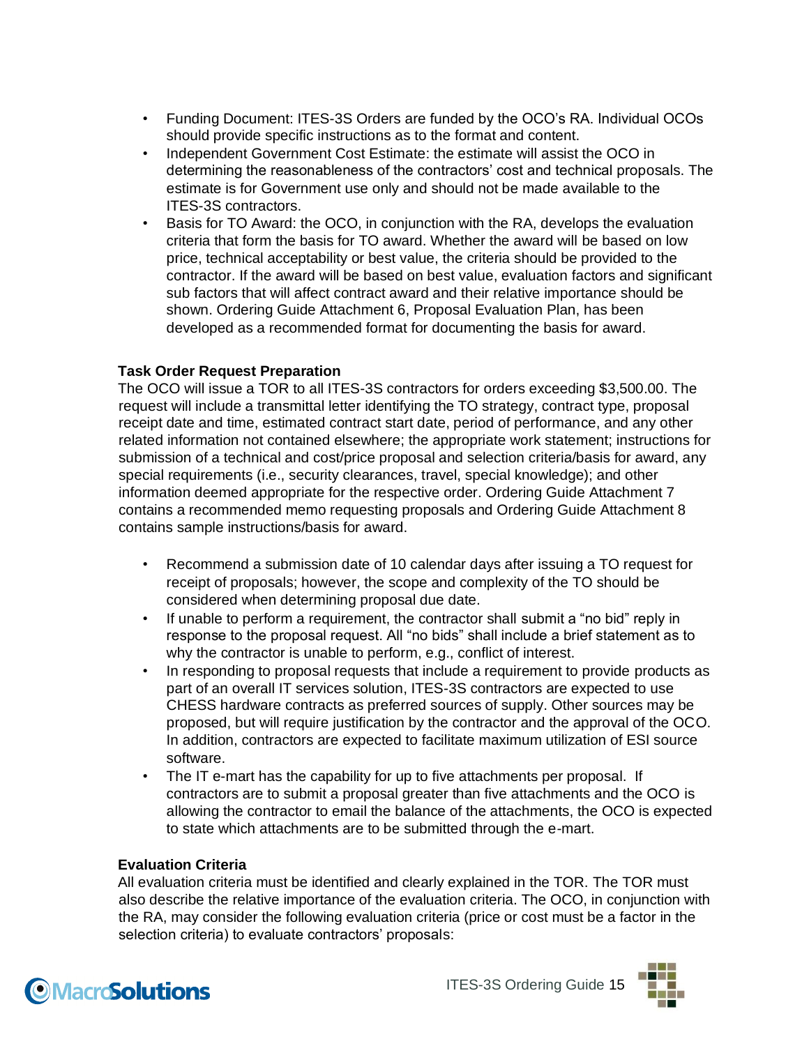- Funding Document: ITES-3S Orders are funded by the OCO's RA. Individual OCOs should provide specific instructions as to the format and content.
- Independent Government Cost Estimate: the estimate will assist the OCO in determining the reasonableness of the contractors' cost and technical proposals. The estimate is for Government use only and should not be made available to the ITES-3S contractors.
- Basis for TO Award: the OCO, in conjunction with the RA, develops the evaluation criteria that form the basis for TO award. Whether the award will be based on low price, technical acceptability or best value, the criteria should be provided to the contractor. If the award will be based on best value, evaluation factors and significant sub factors that will affect contract award and their relative importance should be shown. Ordering Guide Attachment 6, Proposal Evaluation Plan, has been developed as a recommended format for documenting the basis for award.

**Task Order Request Preparation**

The OCO will issue a TOR to all ITES-3S contractors for orders exceeding $3,500.00. The request will include a transmittal letter identifying the TO strategy, contract type, proposal receipt date and time, estimated contract start date, period of performance, and any other related information not contained elsewhere; the appropriate work statement; instructions for submission of a technical and cost/price proposal and selection criteria/basis for award, any special requirements (i.e., security clearances, travel, special knowledge); and other information deemed appropriate for the respective order. Ordering Guide Attachment 7 contains a recommended memo requesting proposals and Ordering Guide Attachment 8 contains sample instructions/basis for award.

- Recommend a submission date of 10 calendar days after issuing a TO request for receipt of proposals; however, the scope and complexity of the TO should be considered when determining proposal due date.
- If unable to perform a requirement, the contractor shall submit a "no bid" reply in response to the proposal request. All "no bids" shall include a brief statement as to why the contractor is unable to perform, e.g., conflict of interest.
- In responding to proposal requests that include a requirement to provide products as part of an overall IT services solution, ITES-3S contractors are expected to use CHESS hardware contracts as preferred sources of supply. Other sources may be proposed, but will require justification by the contractor and the approval of the OCO. In addition, contractors are expected to facilitate maximum utilization of ESI source software.
- The IT e-mart has the capability for up to five attachments per proposal. If contractors are to submit a proposal greater than five attachments and the OCO is allowing the contractor to email the balance of the attachments, the OCO is expected to state which attachments are to be submitted through the e-mart.

**Evaluation Criteria**

All evaluation criteria must be identified and clearly explained in the TOR. The TOR must also describe the relative importance of the evaluation criteria. The OCO, in conjunction with the RA, may consider the following evaluation criteria (price or cost must be a factor in the selection criteria) to evaluate contractors' proposals: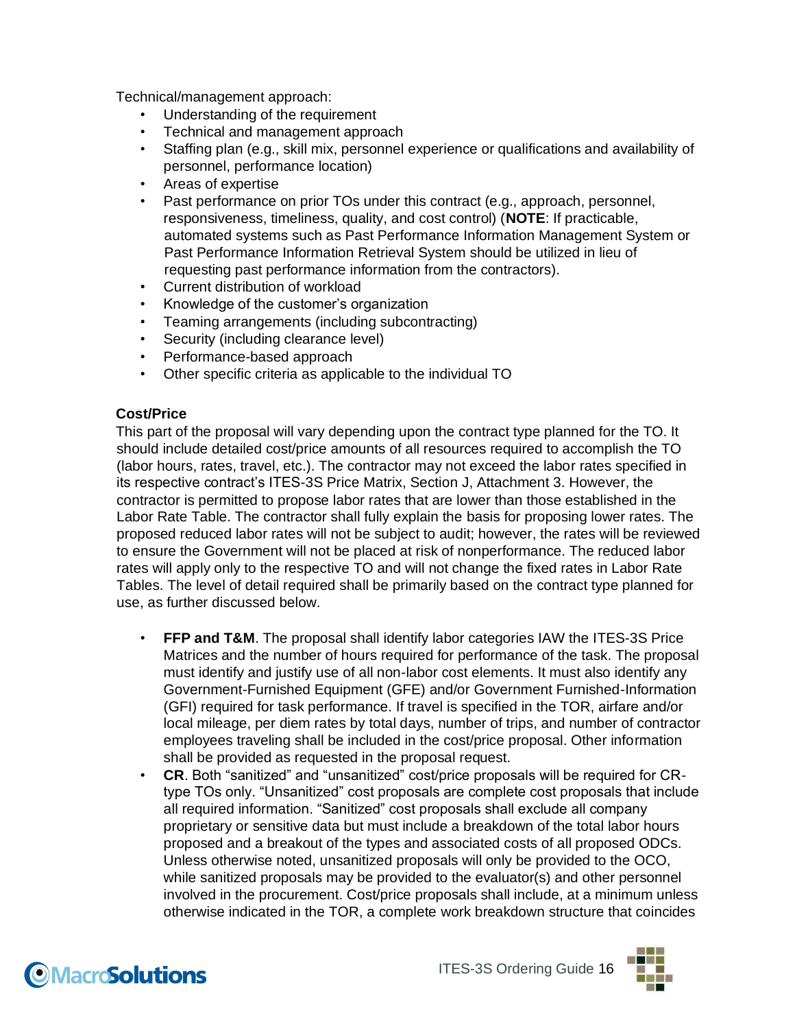Technical/management approach:

- Understanding of the requirement
- Technical and management approach
- Staffing plan (e.g., skill mix, personnel experience or qualifications and availability of personnel, performance location)
- Areas of expertise
- Past performance on prior TOs under this contract (e.g., approach, personnel, responsiveness, timeliness, quality, and cost control) (**NOTE**: If practicable, automated systems such as Past Performance Information Management System or Past Performance Information Retrieval System should be utilized in lieu of requesting past performance information from the contractors).
- Current distribution of workload
- Knowledge of the customer's organization
- Teaming arrangements (including subcontracting)
- Security (including clearance level)
- Performance-based approach
- Other specific criteria as applicable to the individual TO

**Cost/Price**

This part of the proposal will vary depending upon the contract type planned for the TO. It should include detailed cost/price amounts of all resources required to accomplish the TO (labor hours, rates, travel, etc.). The contractor may not exceed the labor rates specified in its respective contract's ITES-3S Price Matrix, Section J, Attachment 3. However, the contractor is permitted to propose labor rates that are lower than those established in the Labor Rate Table. The contractor shall fully explain the basis for proposing lower rates. The proposed reduced labor rates will not be subject to audit; however, the rates will be reviewed to ensure the Government will not be placed at risk of nonperformance. The reduced labor rates will apply only to the respective TO and will not change the fixed rates in Labor Rate Tables. The level of detail required shall be primarily based on the contract type planned for use, as further discussed below.

- **FFP and T&M**. The proposal shall identify labor categories IAW the ITES-3S Price Matrices and the number of hours required for performance of the task. The proposal must identify and justify use of all non-labor cost elements. It must also identify any Government-Furnished Equipment (GFE) and/or Government Furnished-Information (GFI) required for task performance. If travel is specified in the TOR, airfare and/or local mileage, per diem rates by total days, number of trips, and number of contractor employees traveling shall be included in the cost/price proposal. Other information shall be provided as requested in the proposal request.
- **CR**. Both "sanitized" and "unsanitized" cost/price proposals will be required for CR-type TOs only. "Unsanitized" cost proposals are complete cost proposals that include all required information. "Sanitized" cost proposals shall exclude all company proprietary or sensitive data but must include a breakdown of the total labor hours proposed and a breakout of the types and associated costs of all proposed ODCs. Unless otherwise noted, unsanitized proposals will only be provided to the OCO, while sanitized proposals may be provided to the evaluator(s) and other personnel involved in the procurement. Cost/price proposals shall include, at a minimum unless otherwise indicated in the TOR, a complete work breakdown structure that coincides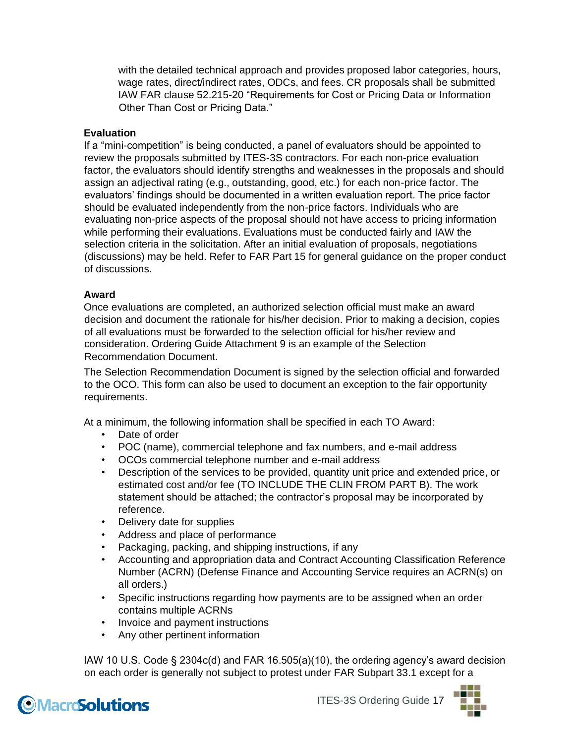with the detailed technical approach and provides proposed labor categories, hours, wage rates, direct/indirect rates, ODCs, and fees. CR proposals shall be submitted IAW FAR clause 52.215-20 "Requirements for Cost or Pricing Data or Information Other Than Cost or Pricing Data."

**Evaluation**

If a "mini-competition" is being conducted, a panel of evaluators should be appointed to review the proposals submitted by ITES-3S contractors. For each non-price evaluation factor, the evaluators should identify strengths and weaknesses in the proposals and should assign an adjectival rating (e.g., outstanding, good, etc.) for each non-price factor. The evaluators' findings should be documented in a written evaluation report. The price factor should be evaluated independently from the non-price factors. Individuals who are evaluating non-price aspects of the proposal should not have access to pricing information while performing their evaluations. Evaluations must be conducted fairly and IAW the selection criteria in the solicitation. After an initial evaluation of proposals, negotiations (discussions) may be held. Refer to FAR Part 15 for general guidance on the proper conduct of discussions.

**Award**

Once evaluations are completed, an authorized selection official must make an award decision and document the rationale for his/her decision. Prior to making a decision, copies of all evaluations must be forwarded to the selection official for his/her review and consideration. Ordering Guide Attachment 9 is an example of the Selection Recommendation Document.

The Selection Recommendation Document is signed by the selection official and forwarded to the OCO. This form can also be used to document an exception to the fair opportunity requirements.

At a minimum, the following information shall be specified in each TO Award:

- Date of order
- POC (name), commercial telephone and fax numbers, and e-mail address
- OCOs commercial telephone number and e-mail address
- Description of the services to be provided, quantity unit price and extended price, or estimated cost and/or fee (TO INCLUDE THE CLIN FROM PART B). The work statement should be attached; the contractor's proposal may be incorporated by reference.
- Delivery date for supplies
- Address and place of performance
- Packaging, packing, and shipping instructions, if any
- Accounting and appropriation data and Contract Accounting Classification Reference Number (ACRN) (Defense Finance and Accounting Service requires an ACRN(s) on all orders.)
- Specific instructions regarding how payments are to be assigned when an order contains multiple ACRNs
- Invoice and payment instructions
- Any other pertinent information

IAW 10 U.S. Code § 2304c(d) and FAR 16.505(a)(10), the ordering agency's award decision on each order is generally not subject to protest under FAR Subpart 33.1 except for a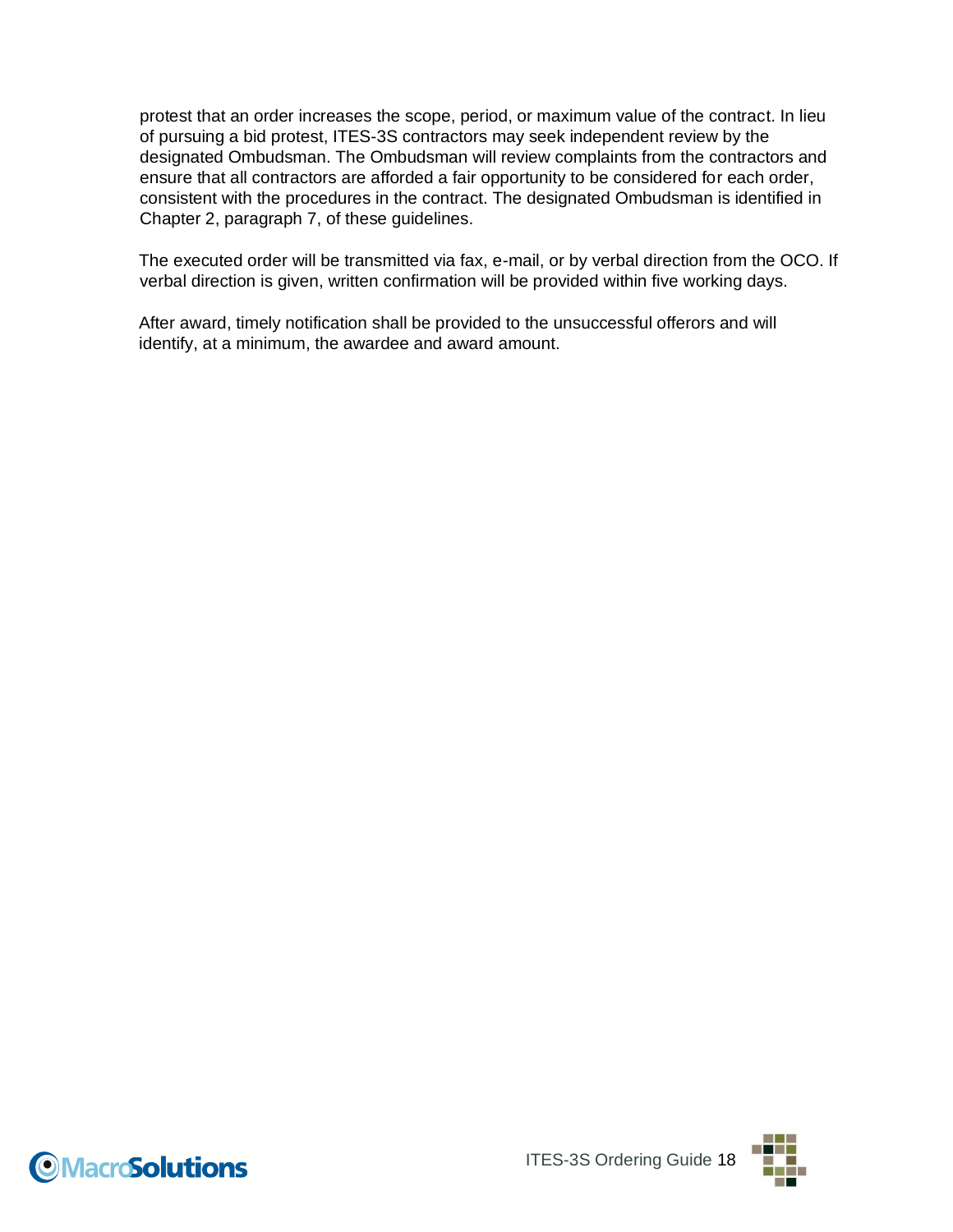protest that an order increases the scope, period, or maximum value of the contract. In lieu of pursuing a bid protest, ITES-3S contractors may seek independent review by the designated Ombudsman. The Ombudsman will review complaints from the contractors and ensure that all contractors are afforded a fair opportunity to be considered for each order, consistent with the procedures in the contract. The designated Ombudsman is identified in Chapter 2, paragraph 7, of these guidelines.

The executed order will be transmitted via fax, e-mail, or by verbal direction from the OCO. If verbal direction is given, written confirmation will be provided within five working days.

After award, timely notification shall be provided to the unsuccessful offerors and will identify, at a minimum, the awardee and award amount.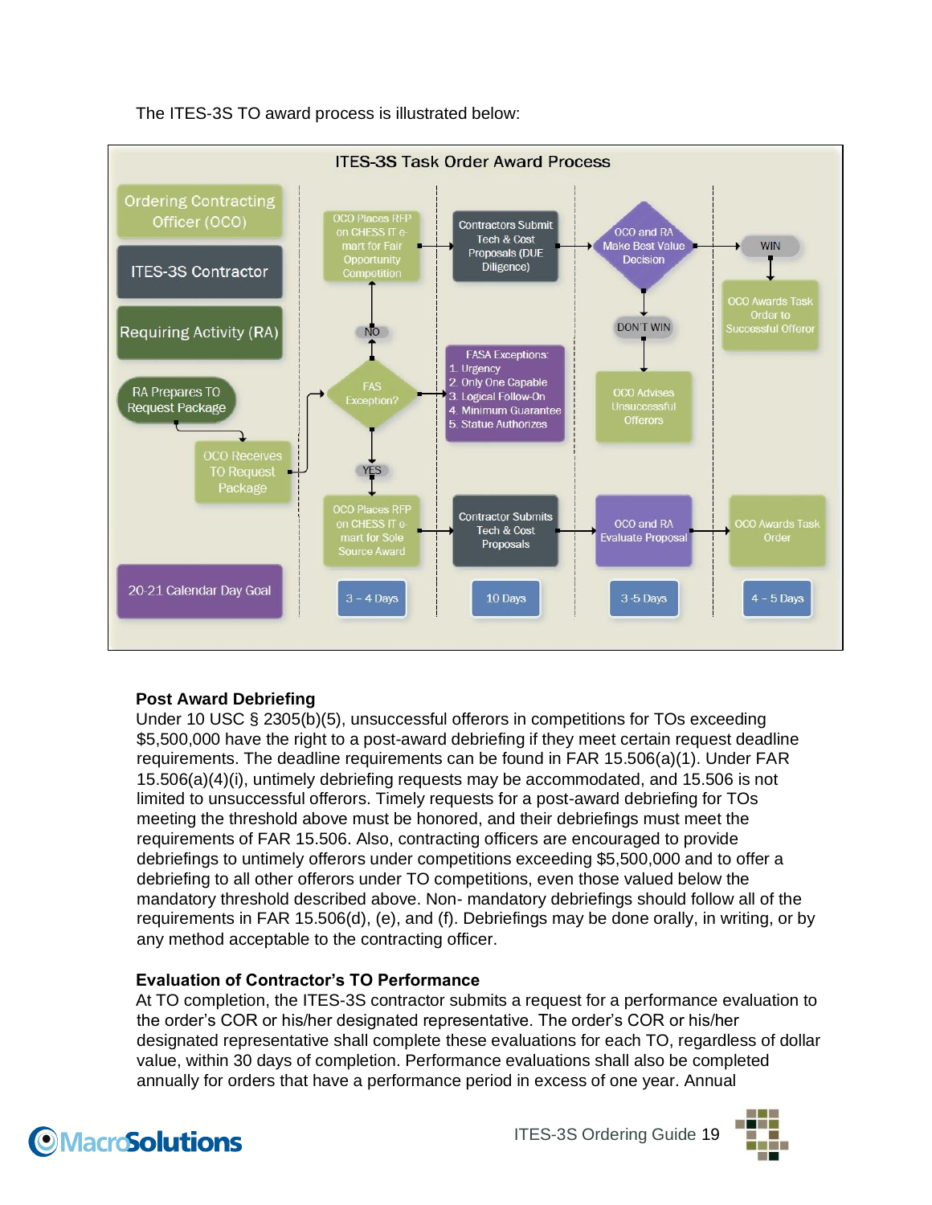The ITES-3S TO award process is illustrated below:

**ITES-3S Task Order Award Process**

- Ordering Contracting Officer (OCO)
- ITES-3S Contractor
- Requiring Activity (RA)

RA Prepares TO Request Package → OCO Receives TO Request Package → FAS Exception?

- NO → OCO Places RFP on CHESS IT e-mart for Fair Opportunity Competition → Contractors Submit Tech & Cost Proposals (DUE Diligence) → OCO and RA Make Best Value Decision
  - WIN → OCO Awards Task Order to Successful Offeror
  - DON'T WIN → OCO Advises Unsuccessful Offerors
- FASA Exceptions:
  1. Urgency
  2. Only One Capable
  3. Logical Follow-On
  4. Minimum Guarantee
  5. Statue Authorizes
- YES → OCO Places RFP on CHESS IT e-mart for Sole Source Award → Contractor Submits Tech & Cost Proposals → OCO and RA Evaluate Proposal → OCO Awards Task Order

20-21 Calendar Day Goal: 3 – 4 Days | 10 Days | 3 -5 Days | 4 – 5 Days

### Post Award Debriefing

Under 10 USC § 2305(b)(5), unsuccessful offerors in competitions for TOs exceeding $5,500,000 have the right to a post-award debriefing if they meet certain request deadline requirements. The deadline requirements can be found in FAR 15.506(a)(1). Under FAR 15.506(a)(4)(i), untimely debriefing requests may be accommodated, and 15.506 is not limited to unsuccessful offerors. Timely requests for a post-award debriefing for TOs meeting the threshold above must be honored, and their debriefings must meet the requirements of FAR 15.506. Also, contracting officers are encouraged to provide debriefings to untimely offerors under competitions exceeding $5,500,000 and to offer a debriefing to all other offerors under TO competitions, even those valued below the mandatory threshold described above. Non- mandatory debriefings should follow all of the requirements in FAR 15.506(d), (e), and (f). Debriefings may be done orally, in writing, or by any method acceptable to the contracting officer.

### Evaluation of Contractor's TO Performance

At TO completion, the ITES-3S contractor submits a request for a performance evaluation to the order's COR or his/her designated representative. The order's COR or his/her designated representative shall complete these evaluations for each TO, regardless of dollar value, within 30 days of completion. Performance evaluations shall also be completed annually for orders that have a performance period in excess of one year. Annual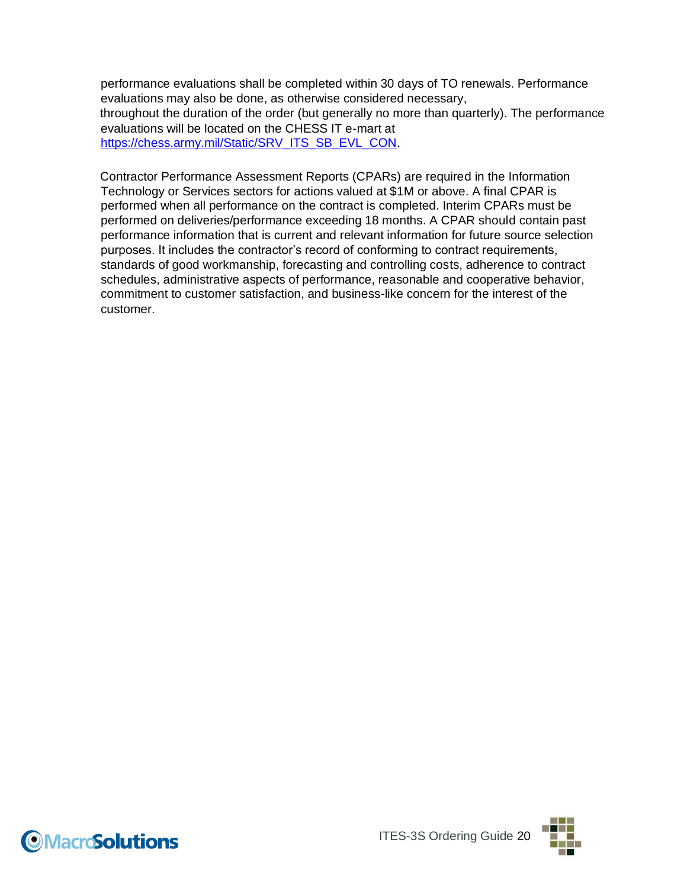performance evaluations shall be completed within 30 days of TO renewals. Performance evaluations may also be done, as otherwise considered necessary, throughout the duration of the order (but generally no more than quarterly). The performance evaluations will be located on the CHESS IT e-mart at [https://chess.army.mil/Static/SRV_ITS_SB_EVL_CON](https://chess.army.mil/Static/SRV_ITS_SB_EVL_CON).

Contractor Performance Assessment Reports (CPARs) are required in the Information Technology or Services sectors for actions valued at $1M or above. A final CPAR is performed when all performance on the contract is completed. Interim CPARs must be performed on deliveries/performance exceeding 18 months. A CPAR should contain past performance information that is current and relevant information for future source selection purposes. It includes the contractor's record of conforming to contract requirements, standards of good workmanship, forecasting and controlling costs, adherence to contract schedules, administrative aspects of performance, reasonable and cooperative behavior, commitment to customer satisfaction, and business-like concern for the interest of the customer.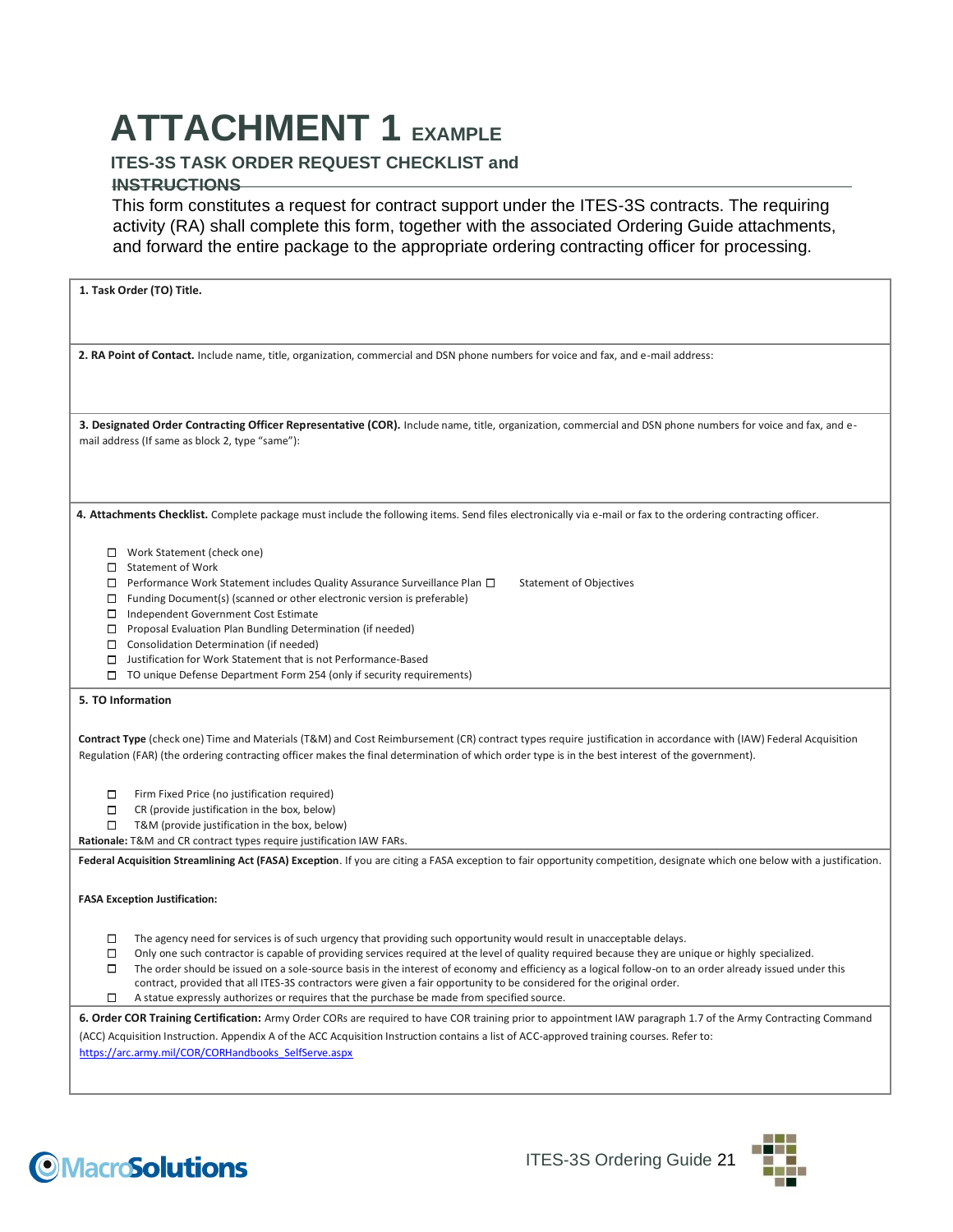# ATTACHMENT 1 EXAMPLE

### ITES-3S TASK ORDER REQUEST CHECKLIST and INSTRUCTIONS

This form constitutes a request for contract support under the ITES-3S contracts. The requiring activity (RA) shall complete this form, together with the associated Ordering Guide attachments, and forward the entire package to the appropriate ordering contracting officer for processing.

**1. Task Order (TO) Title.**

**2. RA Point of Contact.** Include name, title, organization, commercial and DSN phone numbers for voice and fax, and e-mail address:

**3. Designated Order Contracting Officer Representative (COR).** Include name, title, organization, commercial and DSN phone numbers for voice and fax, and e-mail address (If same as block 2, type "same"):

**4. Attachments Checklist.** Complete package must include the following items. Send files electronically via e-mail or fax to the ordering contracting officer.

- ☐ Work Statement (check one)
- ☐ Statement of Work
- ☐ Performance Work Statement includes Quality Assurance Surveillance Plan ☐ Statement of Objectives
- ☐ Funding Document(s) (scanned or other electronic version is preferable)
- ☐ Independent Government Cost Estimate
- ☐ Proposal Evaluation Plan Bundling Determination (if needed)
- ☐ Consolidation Determination (if needed)
- ☐ Justification for Work Statement that is not Performance-Based
- ☐ TO unique Defense Department Form 254 (only if security requirements)

**5. TO Information**

**Contract Type** (check one) Time and Materials (T&M) and Cost Reimbursement (CR) contract types require justification in accordance with (IAW) Federal Acquisition Regulation (FAR) (the ordering contracting officer makes the final determination of which order type is in the best interest of the government).

- ☐ Firm Fixed Price (no justification required)
- ☐ CR (provide justification in the box, below)
- ☐ T&M (provide justification in the box, below)

**Rationale:** T&M and CR contract types require justification IAW FARs.

**Federal Acquisition Streamlining Act (FASA) Exception**. If you are citing a FASA exception to fair opportunity competition, designate which one below with a justification.

**FASA Exception Justification:**

- ☐ The agency need for services is of such urgency that providing such opportunity would result in unacceptable delays.
- ☐ Only one such contractor is capable of providing services required at the level of quality required because they are unique or highly specialized.
- ☐ The order should be issued on a sole-source basis in the interest of economy and efficiency as a logical follow-on to an order already issued under this contract, provided that all ITES-3S contractors were given a fair opportunity to be considered for the original order.
- ☐ A statue expressly authorizes or requires that the purchase be made from specified source.

**6. Order COR Training Certification:** Army Order CORs are required to have COR training prior to appointment IAW paragraph 1.7 of the Army Contracting Command (ACC) Acquisition Instruction. Appendix A of the ACC Acquisition Instruction contains a list of ACC-approved training courses. Refer to: https://arc.army.mil/COR/CORHandbooks_SelfServe.aspx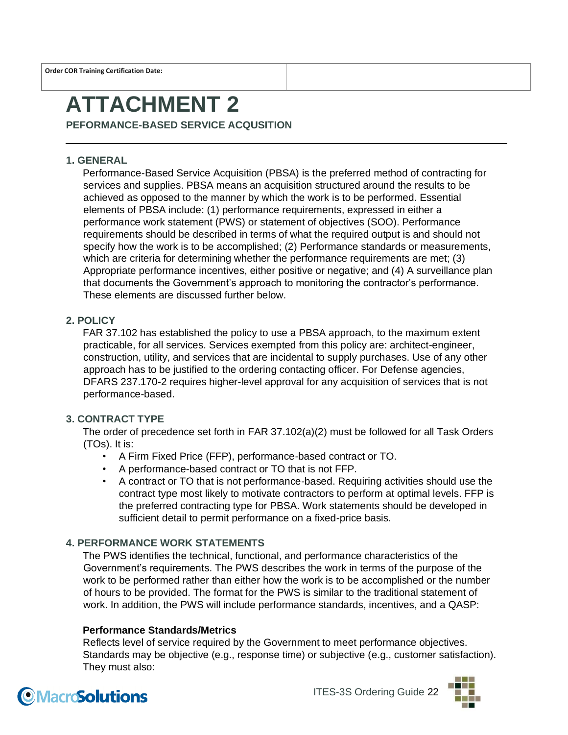| Order COR Training Certification Date: | |
|---|---|

# ATTACHMENT 2

## PEFORMANCE-BASED SERVICE ACQUSITION

### 1. GENERAL

Performance-Based Service Acquisition (PBSA) is the preferred method of contracting for services and supplies. PBSA means an acquisition structured around the results to be achieved as opposed to the manner by which the work is to be performed. Essential elements of PBSA include: (1) performance requirements, expressed in either a performance work statement (PWS) or statement of objectives (SOO). Performance requirements should be described in terms of what the required output is and should not specify how the work is to be accomplished; (2) Performance standards or measurements, which are criteria for determining whether the performance requirements are met; (3) Appropriate performance incentives, either positive or negative; and (4) A surveillance plan that documents the Government's approach to monitoring the contractor's performance. These elements are discussed further below.

### 2. POLICY

FAR 37.102 has established the policy to use a PBSA approach, to the maximum extent practicable, for all services. Services exempted from this policy are: architect-engineer, construction, utility, and services that are incidental to supply purchases. Use of any other approach has to be justified to the ordering contacting officer. For Defense agencies, DFARS 237.170-2 requires higher-level approval for any acquisition of services that is not performance-based.

### 3. CONTRACT TYPE

The order of precedence set forth in FAR 37.102(a)(2) must be followed for all Task Orders (TOs). It is:

- A Firm Fixed Price (FFP), performance-based contract or TO.
- A performance-based contract or TO that is not FFP.
- A contract or TO that is not performance-based. Requiring activities should use the contract type most likely to motivate contractors to perform at optimal levels. FFP is the preferred contracting type for PBSA. Work statements should be developed in sufficient detail to permit performance on a fixed-price basis.

### 4. PERFORMANCE WORK STATEMENTS

The PWS identifies the technical, functional, and performance characteristics of the Government's requirements. The PWS describes the work in terms of the purpose of the work to be performed rather than either how the work is to be accomplished or the number of hours to be provided. The format for the PWS is similar to the traditional statement of work. In addition, the PWS will include performance standards, incentives, and a QASP:

**Performance Standards/Metrics**

Reflects level of service required by the Government to meet performance objectives. Standards may be objective (e.g., response time) or subjective (e.g., customer satisfaction). They must also: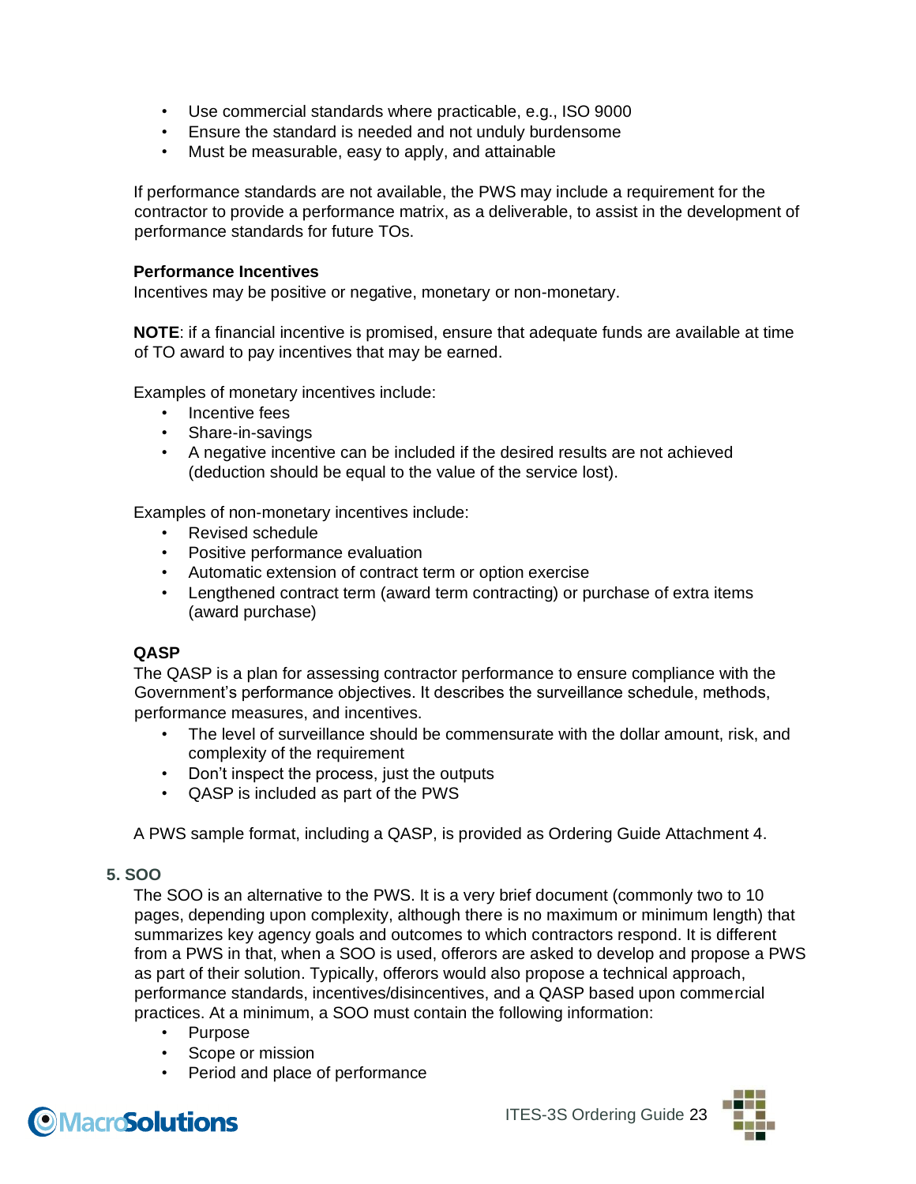- Use commercial standards where practicable, e.g., ISO 9000
- Ensure the standard is needed and not unduly burdensome
- Must be measurable, easy to apply, and attainable

If performance standards are not available, the PWS may include a requirement for the contractor to provide a performance matrix, as a deliverable, to assist in the development of performance standards for future TOs.

**Performance Incentives**

Incentives may be positive or negative, monetary or non-monetary.

**NOTE**: if a financial incentive is promised, ensure that adequate funds are available at time of TO award to pay incentives that may be earned.

Examples of monetary incentives include:

- Incentive fees
- Share-in-savings
- A negative incentive can be included if the desired results are not achieved (deduction should be equal to the value of the service lost).

Examples of non-monetary incentives include:

- Revised schedule
- Positive performance evaluation
- Automatic extension of contract term or option exercise
- Lengthened contract term (award term contracting) or purchase of extra items (award purchase)

**QASP**

The QASP is a plan for assessing contractor performance to ensure compliance with the Government's performance objectives. It describes the surveillance schedule, methods, performance measures, and incentives.

- The level of surveillance should be commensurate with the dollar amount, risk, and complexity of the requirement
- Don't inspect the process, just the outputs
- QASP is included as part of the PWS

A PWS sample format, including a QASP, is provided as Ordering Guide Attachment 4.

### 5. SOO

The SOO is an alternative to the PWS. It is a very brief document (commonly two to 10 pages, depending upon complexity, although there is no maximum or minimum length) that summarizes key agency goals and outcomes to which contractors respond. It is different from a PWS in that, when a SOO is used, offerors are asked to develop and propose a PWS as part of their solution. Typically, offerors would also propose a technical approach, performance standards, incentives/disincentives, and a QASP based upon commercial practices. At a minimum, a SOO must contain the following information:

- Purpose
- Scope or mission
- Period and place of performance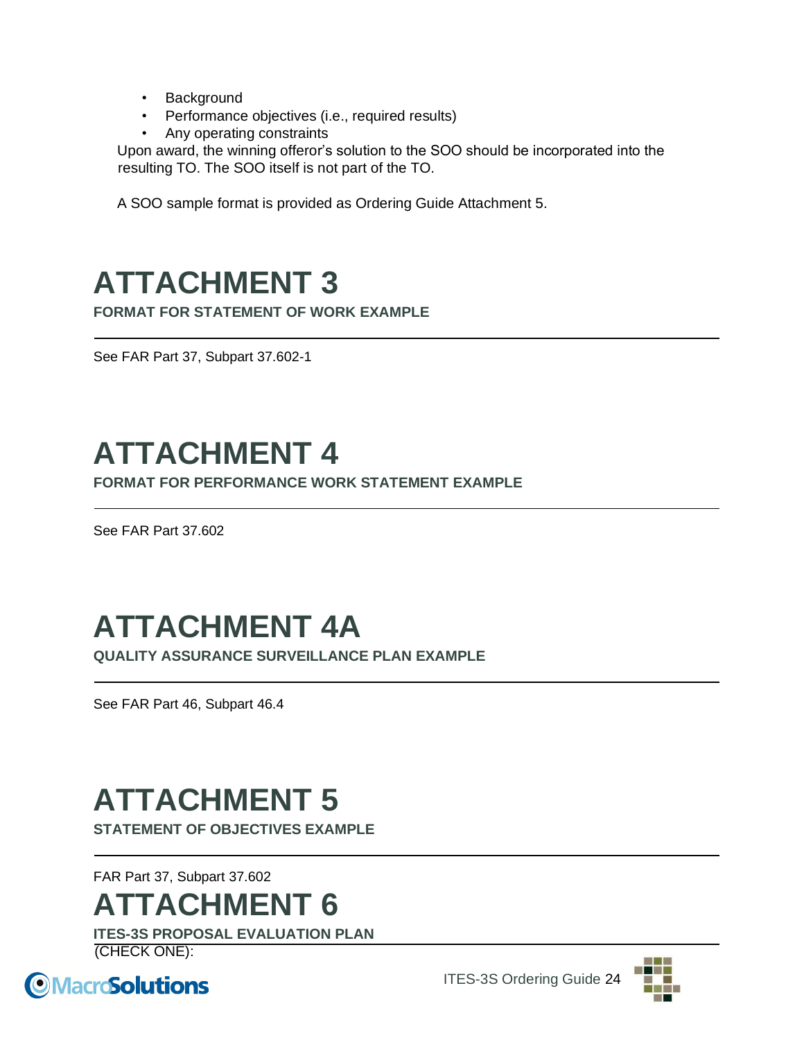- Background
- Performance objectives (i.e., required results)
- Any operating constraints

Upon award, the winning offeror's solution to the SOO should be incorporated into the resulting TO. The SOO itself is not part of the TO.

A SOO sample format is provided as Ordering Guide Attachment 5.

# ATTACHMENT 3

**FORMAT FOR STATEMENT OF WORK EXAMPLE**

See FAR Part 37, Subpart 37.602-1

# ATTACHMENT 4

**FORMAT FOR PERFORMANCE WORK STATEMENT EXAMPLE**

See FAR Part 37.602

# ATTACHMENT 4A

**QUALITY ASSURANCE SURVEILLANCE PLAN EXAMPLE**

See FAR Part 46, Subpart 46.4

# ATTACHMENT 5

**STATEMENT OF OBJECTIVES EXAMPLE**

FAR Part 37, Subpart 37.602

# ATTACHMENT 6

**ITES-3S PROPOSAL EVALUATION PLAN**

(CHECK ONE):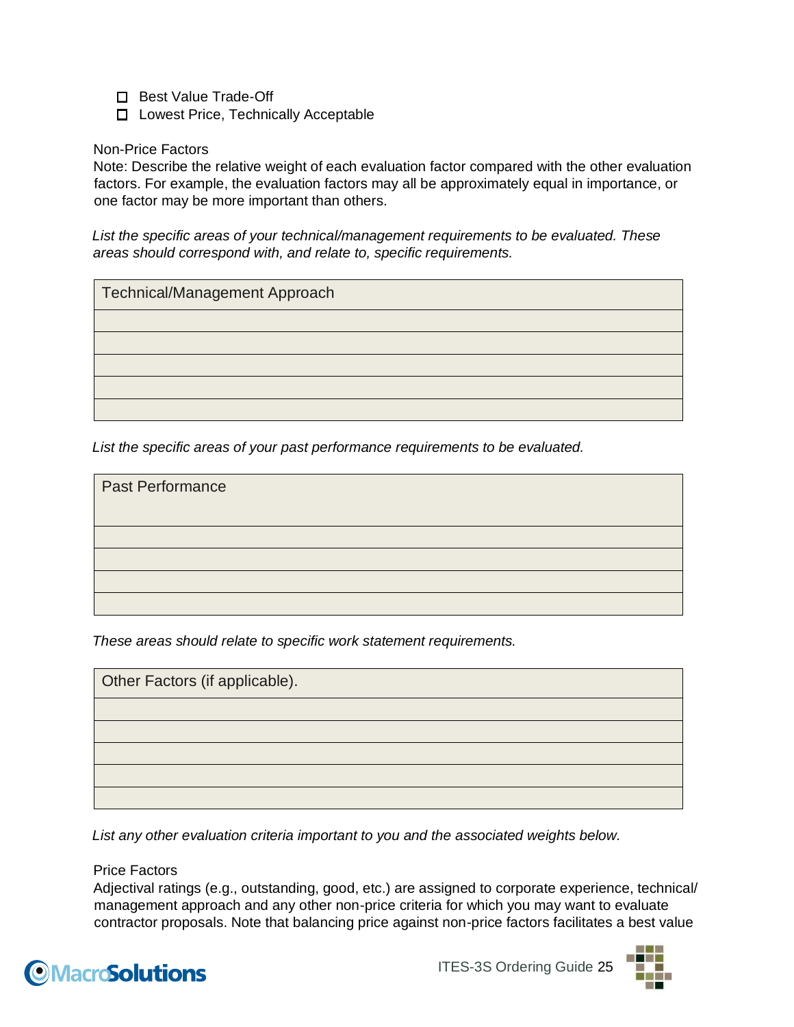- ☐ Best Value Trade-Off
- ☐ Lowest Price, Technically Acceptable

Non-Price Factors

Note: Describe the relative weight of each evaluation factor compared with the other evaluation factors. For example, the evaluation factors may all be approximately equal in importance, or one factor may be more important than others.

*List the specific areas of your technical/management requirements to be evaluated. These areas should correspond with, and relate to, specific requirements.*

| Technical/Management Approach |
|---|
| |
| |
| |
| |
| |

*List the specific areas of your past performance requirements to be evaluated.*

| Past Performance |
|---|
| |
| |
| |
| |

*These areas should relate to specific work statement requirements.*

| Other Factors (if applicable). |
|---|
| |
| |
| |
| |
| |

*List any other evaluation criteria important to you and the associated weights below.*

Price Factors

Adjectival ratings (e.g., outstanding, good, etc.) are assigned to corporate experience, technical/ management approach and any other non-price criteria for which you may want to evaluate contractor proposals. Note that balancing price against non-price factors facilitates a best value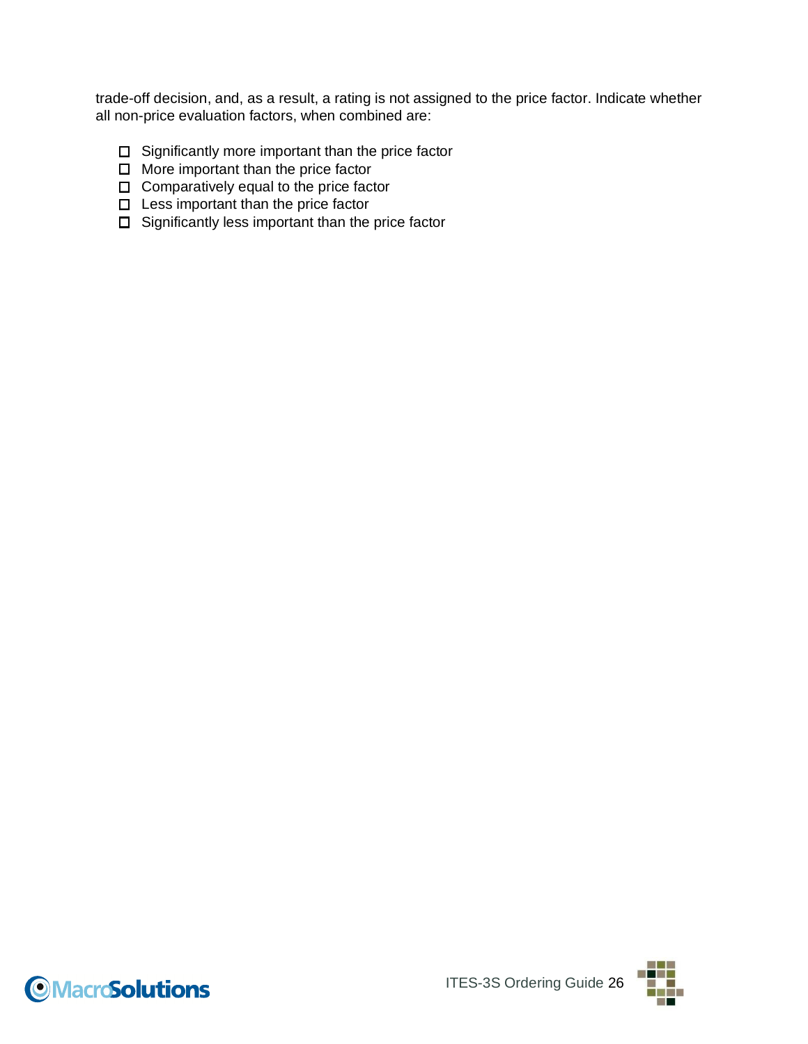trade-off decision, and, as a result, a rating is not assigned to the price factor. Indicate whether all non-price evaluation factors, when combined are:

- ☐ Significantly more important than the price factor
- ☐ More important than the price factor
- ☐ Comparatively equal to the price factor
- ☐ Less important than the price factor
- ☐ Significantly less important than the price factor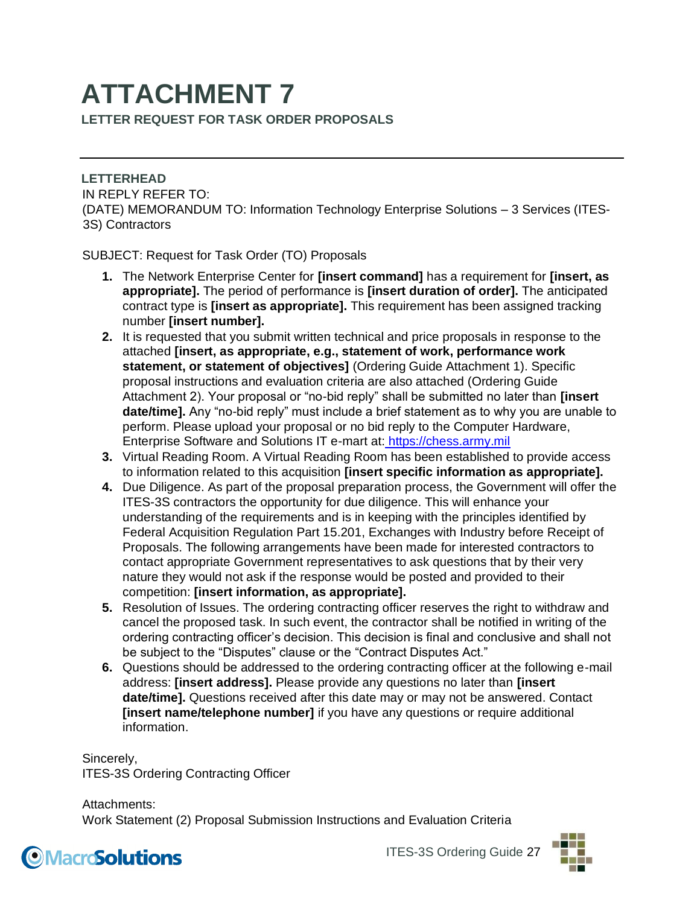# ATTACHMENT 7

## LETTER REQUEST FOR TASK ORDER PROPOSALS

---

**LETTERHEAD**

IN REPLY REFER TO:

(DATE) MEMORANDUM TO: Information Technology Enterprise Solutions – 3 Services (ITES-3S) Contractors

SUBJECT: Request for Task Order (TO) Proposals

1. The Network Enterprise Center for **[insert command]** has a requirement for **[insert, as appropriate].** The period of performance is **[insert duration of order].** The anticipated contract type is **[insert as appropriate].** This requirement has been assigned tracking number **[insert number].**
2. It is requested that you submit written technical and price proposals in response to the attached **[insert, as appropriate, e.g., statement of work, performance work statement, or statement of objectives]** (Ordering Guide Attachment 1). Specific proposal instructions and evaluation criteria are also attached (Ordering Guide Attachment 2). Your proposal or "no-bid reply" shall be submitted no later than **[insert date/time].** Any "no-bid reply" must include a brief statement as to why you are unable to perform. Please upload your proposal or no bid reply to the Computer Hardware, Enterprise Software and Solutions IT e-mart at: https://chess.army.mil
3. Virtual Reading Room. A Virtual Reading Room has been established to provide access to information related to this acquisition **[insert specific information as appropriate].**
4. Due Diligence. As part of the proposal preparation process, the Government will offer the ITES-3S contractors the opportunity for due diligence. This will enhance your understanding of the requirements and is in keeping with the principles identified by Federal Acquisition Regulation Part 15.201, Exchanges with Industry before Receipt of Proposals. The following arrangements have been made for interested contractors to contact appropriate Government representatives to ask questions that by their very nature they would not ask if the response would be posted and provided to their competition: **[insert information, as appropriate].**
5. Resolution of Issues. The ordering contracting officer reserves the right to withdraw and cancel the proposed task. In such event, the contractor shall be notified in writing of the ordering contracting officer's decision. This decision is final and conclusive and shall not be subject to the "Disputes" clause or the "Contract Disputes Act."
6. Questions should be addressed to the ordering contracting officer at the following e-mail address: **[insert address].** Please provide any questions no later than **[insert date/time].** Questions received after this date may or may not be answered. Contact **[insert name/telephone number]** if you have any questions or require additional information.

Sincerely,
ITES-3S Ordering Contracting Officer

Attachments:
Work Statement (2) Proposal Submission Instructions and Evaluation Criteria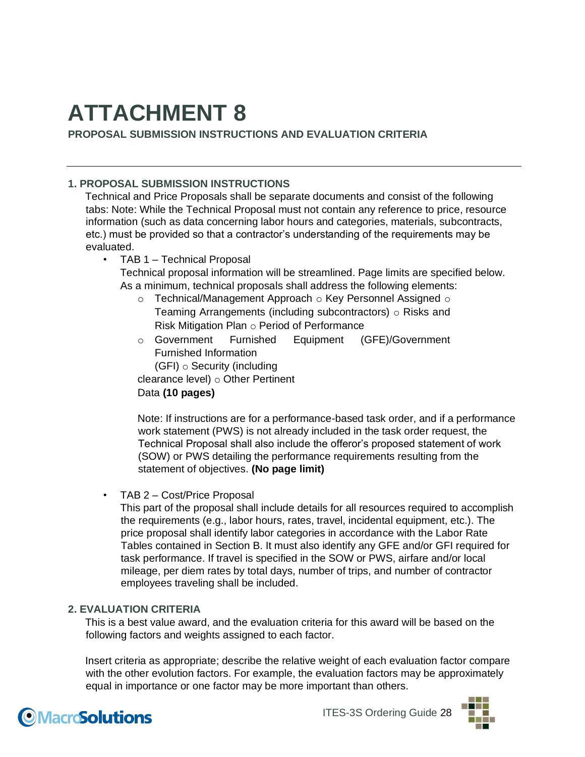# ATTACHMENT 8

**PROPOSAL SUBMISSION INSTRUCTIONS AND EVALUATION CRITERIA**

---

### 1. PROPOSAL SUBMISSION INSTRUCTIONS

Technical and Price Proposals shall be separate documents and consist of the following tabs: Note: While the Technical Proposal must not contain any reference to price, resource information (such as data concerning labor hours and categories, materials, subcontracts, etc.) must be provided so that a contractor's understanding of the requirements may be evaluated.

- TAB 1 – Technical Proposal

  Technical proposal information will be streamlined. Page limits are specified below. As a minimum, technical proposals shall address the following elements:

  - Technical/Management Approach
  - Key Personnel Assigned
  - Teaming Arrangements (including subcontractors)
  - Risks and Risk Mitigation Plan
  - Period of Performance
  - Government Furnished Equipment (GFE)/Government Furnished Information (GFI)
  - Security (including clearance level)
  - Other Pertinent Data **(10 pages)**

  Note: If instructions are for a performance-based task order, and if a performance work statement (PWS) is not already included in the task order request, the Technical Proposal shall also include the offeror's proposed statement of work (SOW) or PWS detailing the performance requirements resulting from the statement of objectives. **(No page limit)**

- TAB 2 – Cost/Price Proposal

  This part of the proposal shall include details for all resources required to accomplish the requirements (e.g., labor hours, rates, travel, incidental equipment, etc.). The price proposal shall identify labor categories in accordance with the Labor Rate Tables contained in Section B. It must also identify any GFE and/or GFI required for task performance. If travel is specified in the SOW or PWS, airfare and/or local mileage, per diem rates by total days, number of trips, and number of contractor employees traveling shall be included.

### 2. EVALUATION CRITERIA

This is a best value award, and the evaluation criteria for this award will be based on the following factors and weights assigned to each factor.

Insert criteria as appropriate; describe the relative weight of each evaluation factor compare with the other evolution factors. For example, the evaluation factors may be approximately equal in importance or one factor may be more important than others.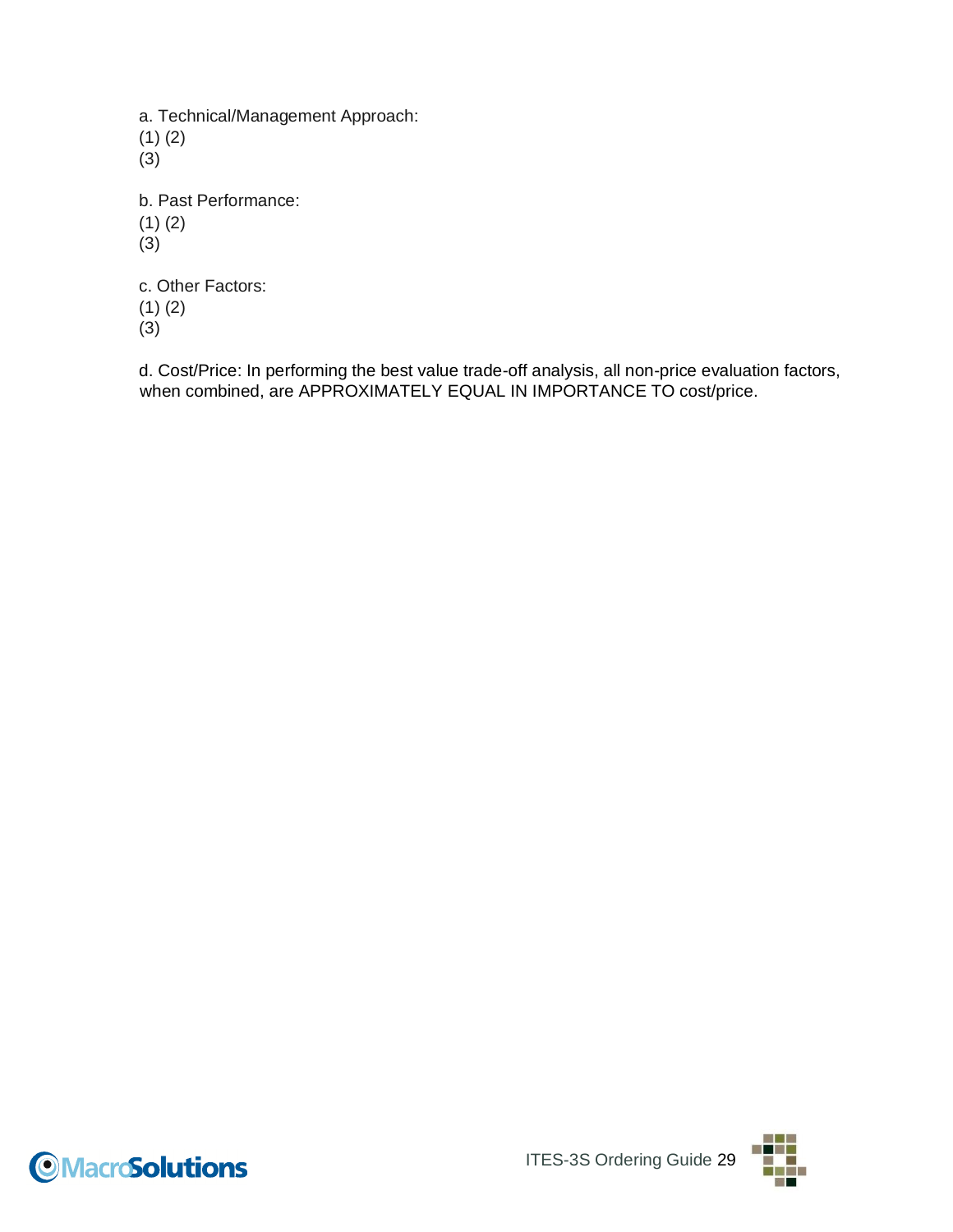a. Technical/Management Approach:
(1) (2)
(3)

b. Past Performance:
(1) (2)
(3)

c. Other Factors:
(1) (2)
(3)

d. Cost/Price: In performing the best value trade-off analysis, all non-price evaluation factors, when combined, are APPROXIMATELY EQUAL IN IMPORTANCE TO cost/price.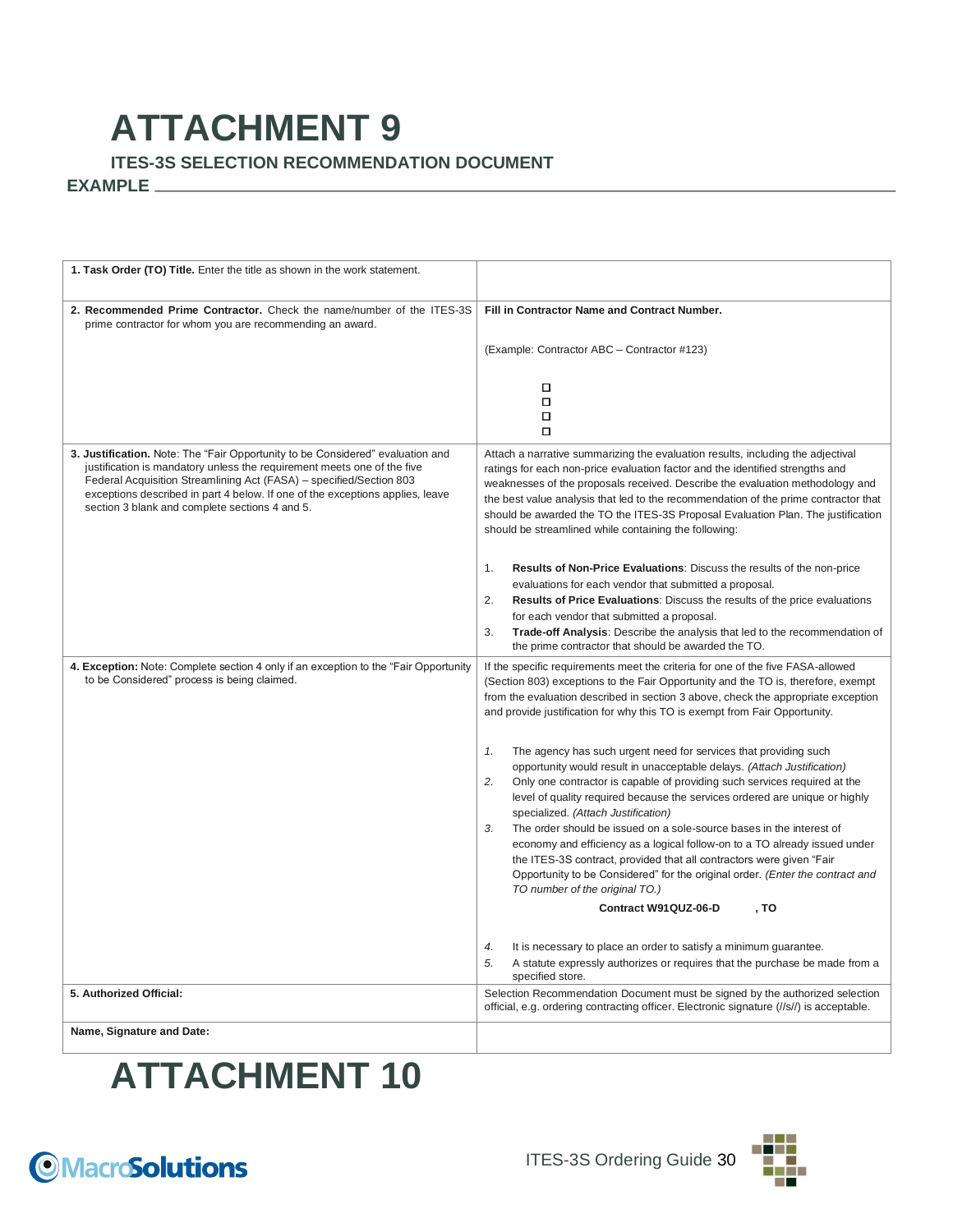# ATTACHMENT 9

## ITES-3S SELECTION RECOMMENDATION DOCUMENT

**EXAMPLE**

| **1. Task Order (TO) Title.** Enter the title as shown in the work statement. | |
|---|---|
| **2. Recommended Prime Contractor.** Check the name/number of the ITES-3S prime contractor for whom you are recommending an award. | **Fill in Contractor Name and Contract Number.**<br><br>(Example: Contractor ABC – Contractor #123)<br><br>☐<br>☐<br>☐<br>☐ |
| **3. Justification.** Note: The "Fair Opportunity to be Considered" evaluation and justification is mandatory unless the requirement meets one of the five Federal Acquisition Streamlining Act (FASA) – specified/Section 803 exceptions described in part 4 below. If one of the exceptions applies, leave section 3 blank and complete sections 4 and 5. | Attach a narrative summarizing the evaluation results, including the adjectival ratings for each non-price evaluation factor and the identified strengths and weaknesses of the proposals received. Describe the evaluation methodology and the best value analysis that led to the recommendation of the prime contractor that should be awarded the TO the ITES-3S Proposal Evaluation Plan. The justification should be streamlined while containing the following:<br><br>1. **Results of Non-Price Evaluations**: Discuss the results of the non-price evaluations for each vendor that submitted a proposal.<br>2. **Results of Price Evaluations**: Discuss the results of the price evaluations for each vendor that submitted a proposal.<br>3. **Trade-off Analysis**: Describe the analysis that led to the recommendation of the prime contractor that should be awarded the TO. |
| **4. Exception:** Note: Complete section 4 only if an exception to the "Fair Opportunity to be Considered" process is being claimed. | If the specific requirements meet the criteria for one of the five FASA-allowed (Section 803) exceptions to the Fair Opportunity and the TO is, therefore, exempt from the evaluation described in section 3 above, check the appropriate exception and provide justification for why this TO is exempt from Fair Opportunity.<br><br>*1.* The agency has such urgent need for services that providing such opportunity would result in unacceptable delays. *(Attach Justification)*<br>*2.* Only one contractor is capable of providing such services required at the level of quality required because the services ordered are unique or highly specialized. *(Attach Justification)*<br>*3.* The order should be issued on a sole-source bases in the interest of economy and efficiency as a logical follow-on to a TO already issued under the ITES-3S contract, provided that all contractors were given "Fair Opportunity to be Considered" for the original order. *(Enter the contract and TO number of the original TO.)*<br>**Contract W91QUZ-06-D , TO**<br><br>*4.* It is necessary to place an order to satisfy a minimum guarantee.<br>*5.* A statute expressly authorizes or requires that the purchase be made from a specified store. |
| **5. Authorized Official:** | Selection Recommendation Document must be signed by the authorized selection official, e.g. ordering contracting officer. Electronic signature (//s//) is acceptable. |
| **Name, Signature and Date:** | |

# ATTACHMENT 10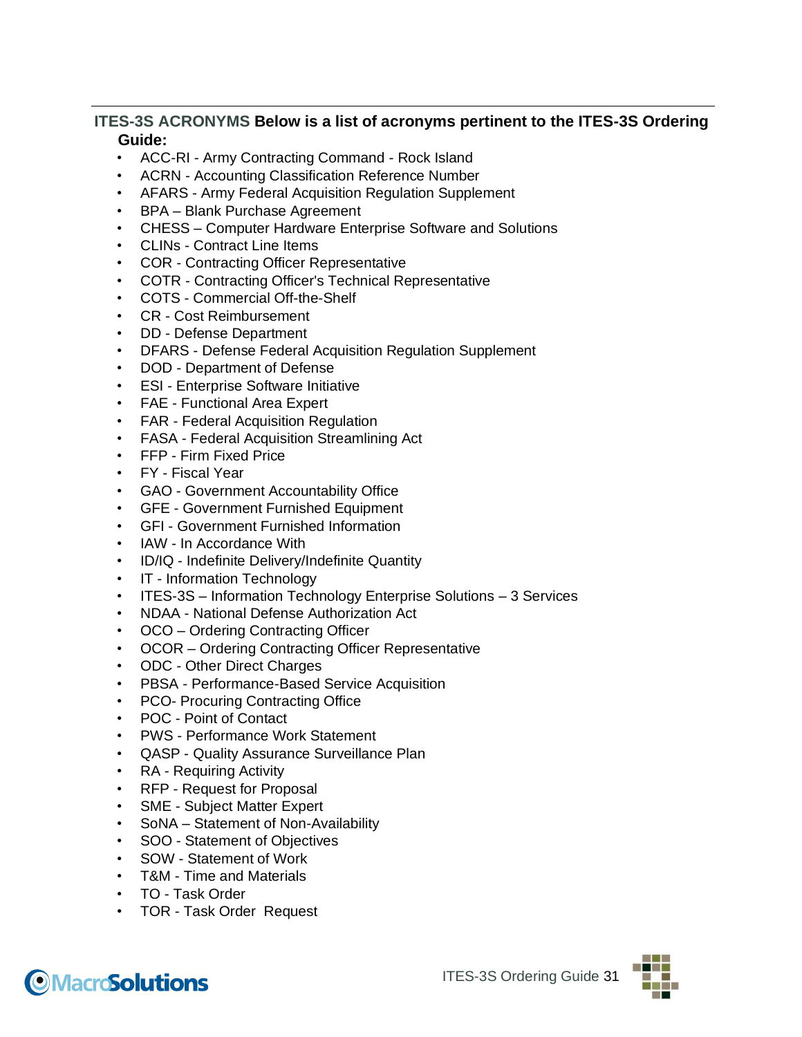**ITES-3S ACRONYMS Below is a list of acronyms pertinent to the ITES-3S Ordering Guide:**

- ACC-RI - Army Contracting Command - Rock Island
- ACRN - Accounting Classification Reference Number
- AFARS - Army Federal Acquisition Regulation Supplement
- BPA – Blank Purchase Agreement
- CHESS – Computer Hardware Enterprise Software and Solutions
- CLINs - Contract Line Items
- COR - Contracting Officer Representative
- COTR - Contracting Officer's Technical Representative
- COTS - Commercial Off-the-Shelf
- CR - Cost Reimbursement
- DD - Defense Department
- DFARS - Defense Federal Acquisition Regulation Supplement
- DOD - Department of Defense
- ESI - Enterprise Software Initiative
- FAE - Functional Area Expert
- FAR - Federal Acquisition Regulation
- FASA - Federal Acquisition Streamlining Act
- FFP - Firm Fixed Price
- FY - Fiscal Year
- GAO - Government Accountability Office
- GFE - Government Furnished Equipment
- GFI - Government Furnished Information
- IAW - In Accordance With
- ID/IQ - Indefinite Delivery/Indefinite Quantity
- IT - Information Technology
- ITES-3S – Information Technology Enterprise Solutions – 3 Services
- NDAA - National Defense Authorization Act
- OCO – Ordering Contracting Officer
- OCOR – Ordering Contracting Officer Representative
- ODC - Other Direct Charges
- PBSA - Performance-Based Service Acquisition
- PCO- Procuring Contracting Office
- POC - Point of Contact
- PWS - Performance Work Statement
- QASP - Quality Assurance Surveillance Plan
- RA - Requiring Activity
- RFP - Request for Proposal
- SME - Subject Matter Expert
- SoNA – Statement of Non-Availability
- SOO - Statement of Objectives
- SOW - Statement of Work
- T&M - Time and Materials
- TO - Task Order
- TOR - Task Order Request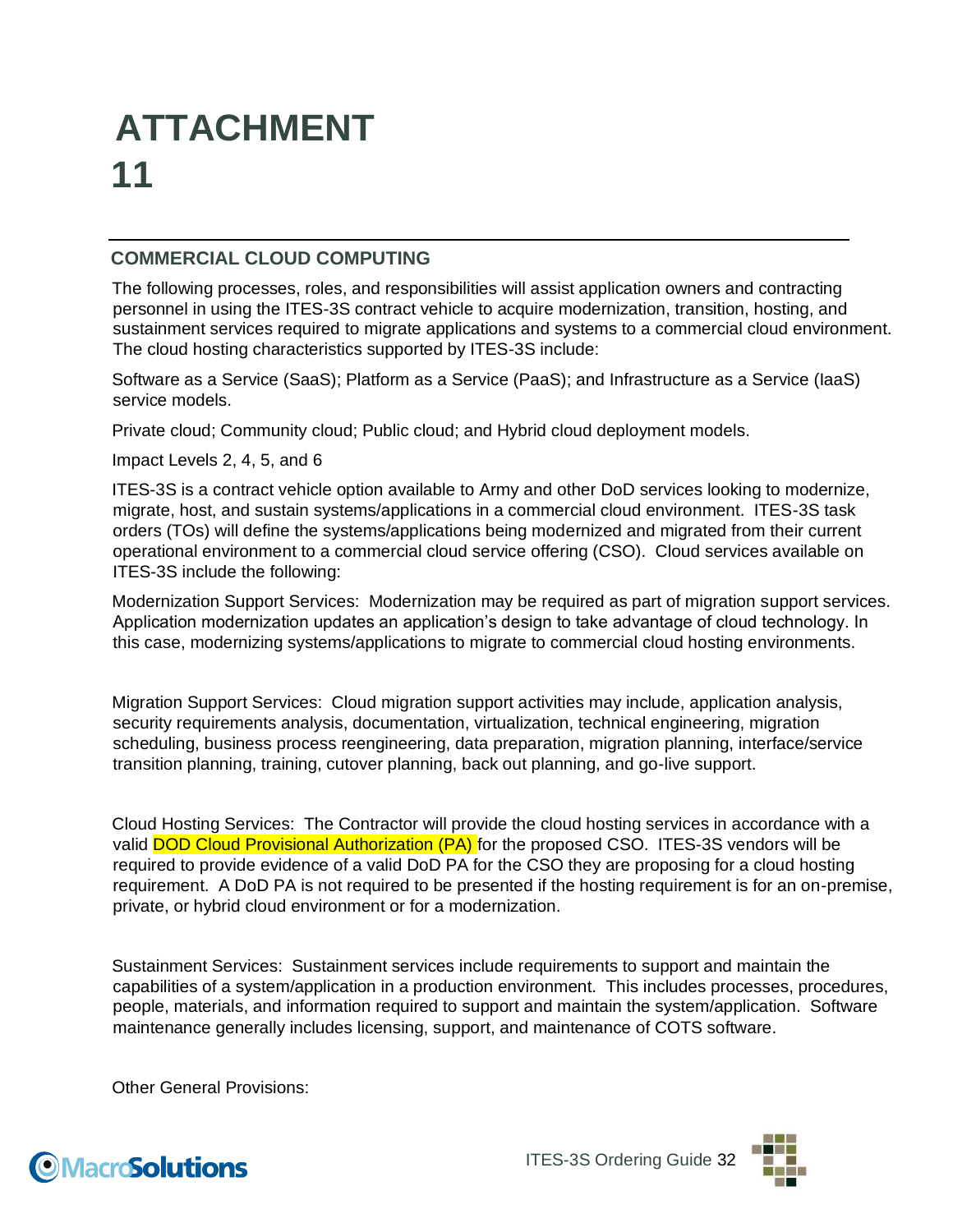# ATTACHMENT 11

## COMMERCIAL CLOUD COMPUTING

The following processes, roles, and responsibilities will assist application owners and contracting personnel in using the ITES-3S contract vehicle to acquire modernization, transition, hosting, and sustainment services required to migrate applications and systems to a commercial cloud environment. The cloud hosting characteristics supported by ITES-3S include:

Software as a Service (SaaS); Platform as a Service (PaaS); and Infrastructure as a Service (IaaS) service models.

Private cloud; Community cloud; Public cloud; and Hybrid cloud deployment models.

Impact Levels 2, 4, 5, and 6

ITES-3S is a contract vehicle option available to Army and other DoD services looking to modernize, migrate, host, and sustain systems/applications in a commercial cloud environment. ITES-3S task orders (TOs) will define the systems/applications being modernized and migrated from their current operational environment to a commercial cloud service offering (CSO). Cloud services available on ITES-3S include the following:

Modernization Support Services: Modernization may be required as part of migration support services. Application modernization updates an application's design to take advantage of cloud technology. In this case, modernizing systems/applications to migrate to commercial cloud hosting environments.

Migration Support Services: Cloud migration support activities may include, application analysis, security requirements analysis, documentation, virtualization, technical engineering, migration scheduling, business process reengineering, data preparation, migration planning, interface/service transition planning, training, cutover planning, back out planning, and go-live support.

Cloud Hosting Services: The Contractor will provide the cloud hosting services in accordance with a valid DOD Cloud Provisional Authorization (PA) for the proposed CSO. ITES-3S vendors will be required to provide evidence of a valid DoD PA for the CSO they are proposing for a cloud hosting requirement. A DoD PA is not required to be presented if the hosting requirement is for an on-premise, private, or hybrid cloud environment or for a modernization.

Sustainment Services: Sustainment services include requirements to support and maintain the capabilities of a system/application in a production environment. This includes processes, procedures, people, materials, and information required to support and maintain the system/application. Software maintenance generally includes licensing, support, and maintenance of COTS software.

Other General Provisions: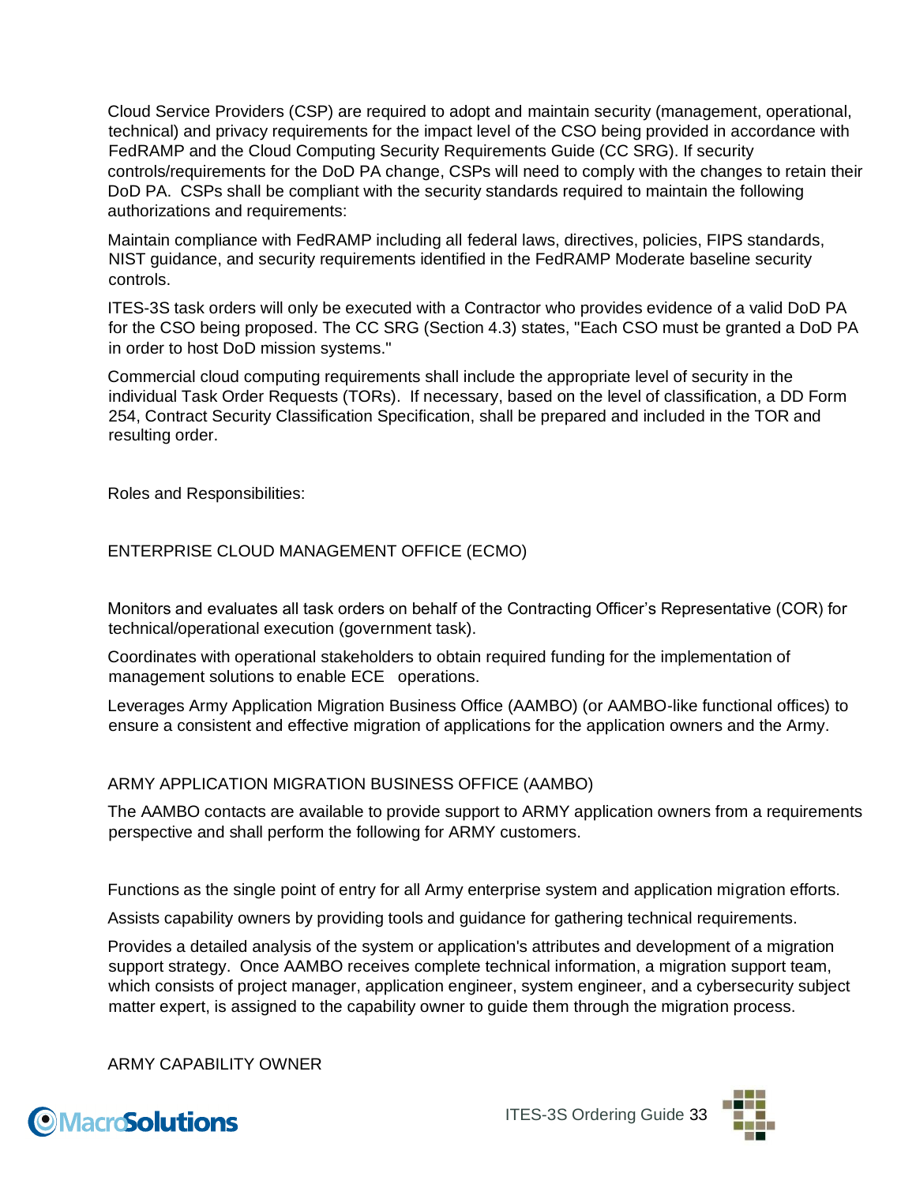Cloud Service Providers (CSP) are required to adopt and maintain security (management, operational, technical) and privacy requirements for the impact level of the CSO being provided in accordance with FedRAMP and the Cloud Computing Security Requirements Guide (CC SRG). If security controls/requirements for the DoD PA change, CSPs will need to comply with the changes to retain their DoD PA. CSPs shall be compliant with the security standards required to maintain the following authorizations and requirements:

Maintain compliance with FedRAMP including all federal laws, directives, policies, FIPS standards, NIST guidance, and security requirements identified in the FedRAMP Moderate baseline security controls.

ITES-3S task orders will only be executed with a Contractor who provides evidence of a valid DoD PA for the CSO being proposed. The CC SRG (Section 4.3) states, "Each CSO must be granted a DoD PA in order to host DoD mission systems."

Commercial cloud computing requirements shall include the appropriate level of security in the individual Task Order Requests (TORs). If necessary, based on the level of classification, a DD Form 254, Contract Security Classification Specification, shall be prepared and included in the TOR and resulting order.

Roles and Responsibilities:

ENTERPRISE CLOUD MANAGEMENT OFFICE (ECMO)

Monitors and evaluates all task orders on behalf of the Contracting Officer's Representative (COR) for technical/operational execution (government task).

Coordinates with operational stakeholders to obtain required funding for the implementation of management solutions to enable ECE operations.

Leverages Army Application Migration Business Office (AAMBO) (or AAMBO-like functional offices) to ensure a consistent and effective migration of applications for the application owners and the Army.

ARMY APPLICATION MIGRATION BUSINESS OFFICE (AAMBO)

The AAMBO contacts are available to provide support to ARMY application owners from a requirements perspective and shall perform the following for ARMY customers.

Functions as the single point of entry for all Army enterprise system and application migration efforts.

Assists capability owners by providing tools and guidance for gathering technical requirements.

Provides a detailed analysis of the system or application's attributes and development of a migration support strategy. Once AAMBO receives complete technical information, a migration support team, which consists of project manager, application engineer, system engineer, and a cybersecurity subject matter expert, is assigned to the capability owner to guide them through the migration process.

ARMY CAPABILITY OWNER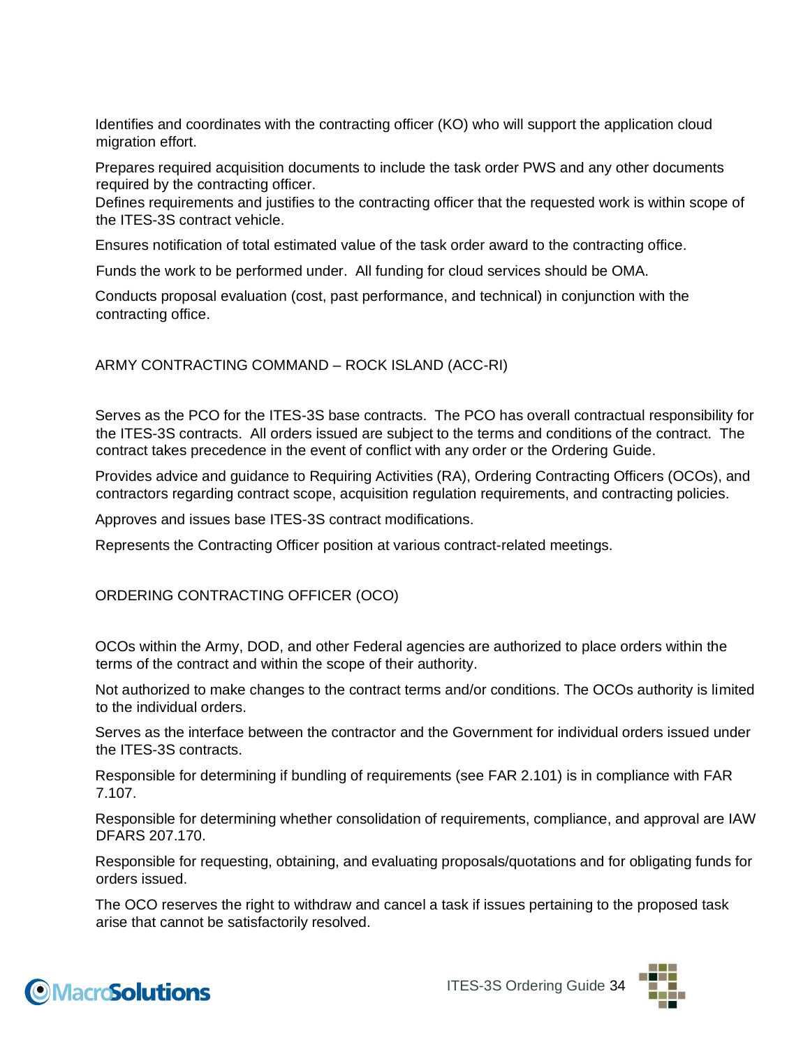Identifies and coordinates with the contracting officer (KO) who will support the application cloud migration effort.

Prepares required acquisition documents to include the task order PWS and any other documents required by the contracting officer.

Defines requirements and justifies to the contracting officer that the requested work is within scope of the ITES-3S contract vehicle.

Ensures notification of total estimated value of the task order award to the contracting office.

Funds the work to be performed under. All funding for cloud services should be OMA.

Conducts proposal evaluation (cost, past performance, and technical) in conjunction with the contracting office.

## ARMY CONTRACTING COMMAND – ROCK ISLAND (ACC-RI)

Serves as the PCO for the ITES-3S base contracts. The PCO has overall contractual responsibility for the ITES-3S contracts. All orders issued are subject to the terms and conditions of the contract. The contract takes precedence in the event of conflict with any order or the Ordering Guide.

Provides advice and guidance to Requiring Activities (RA), Ordering Contracting Officers (OCOs), and contractors regarding contract scope, acquisition regulation requirements, and contracting policies.

Approves and issues base ITES-3S contract modifications.

Represents the Contracting Officer position at various contract-related meetings.

## ORDERING CONTRACTING OFFICER (OCO)

OCOs within the Army, DOD, and other Federal agencies are authorized to place orders within the terms of the contract and within the scope of their authority.

Not authorized to make changes to the contract terms and/or conditions. The OCOs authority is limited to the individual orders.

Serves as the interface between the contractor and the Government for individual orders issued under the ITES-3S contracts.

Responsible for determining if bundling of requirements (see FAR 2.101) is in compliance with FAR 7.107.

Responsible for determining whether consolidation of requirements, compliance, and approval are IAW DFARS 207.170.

Responsible for requesting, obtaining, and evaluating proposals/quotations and for obligating funds for orders issued.

The OCO reserves the right to withdraw and cancel a task if issues pertaining to the proposed task arise that cannot be satisfactorily resolved.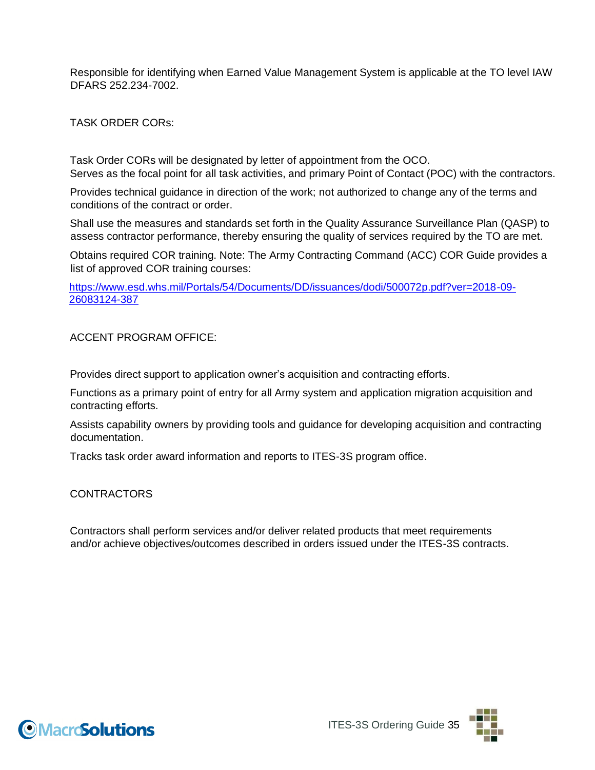Responsible for identifying when Earned Value Management System is applicable at the TO level IAW DFARS 252.234-7002.

TASK ORDER CORs:

Task Order CORs will be designated by letter of appointment from the OCO.

Serves as the focal point for all task activities, and primary Point of Contact (POC) with the contractors.

Provides technical guidance in direction of the work; not authorized to change any of the terms and conditions of the contract or order.

Shall use the measures and standards set forth in the Quality Assurance Surveillance Plan (QASP) to assess contractor performance, thereby ensuring the quality of services required by the TO are met.

Obtains required COR training. Note: The Army Contracting Command (ACC) COR Guide provides a list of approved COR training courses:

https://www.esd.whs.mil/Portals/54/Documents/DD/issuances/dodi/500072p.pdf?ver=2018-09-26083124-387

ACCENT PROGRAM OFFICE:

Provides direct support to application owner's acquisition and contracting efforts.

Functions as a primary point of entry for all Army system and application migration acquisition and contracting efforts.

Assists capability owners by providing tools and guidance for developing acquisition and contracting documentation.

Tracks task order award information and reports to ITES-3S program office.

CONTRACTORS

Contractors shall perform services and/or deliver related products that meet requirements and/or achieve objectives/outcomes described in orders issued under the ITES-3S contracts.